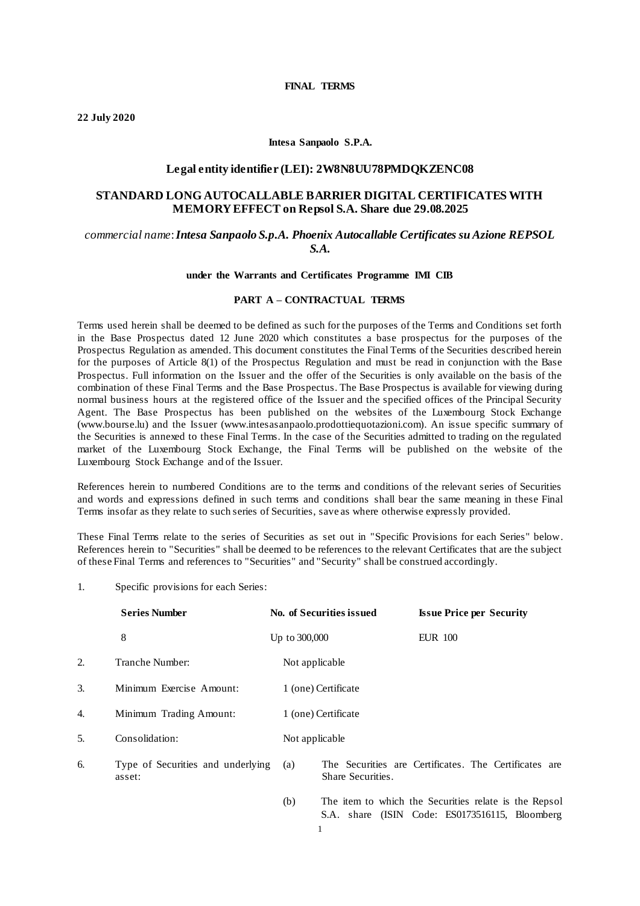**FINAL TERMS**

**22 July 2020**

**Intesa Sanpaolo S.P.A.**

**Legal entity identifier (LEI): 2W8N8UU78PMDQKZENC08**

## STANDARD LONG AUTOCALLABLE BARRIER DIGITAL CERTIFICATES WITH MEMORY EFFECT on Repsol S.A. Share due 29.08.2025

*commercial name*: ***Intesa Sanpaolo S.p.A. Phoenix Autocallable Certificates su Azione REPSOL S.A.***

**under the Warrants and Certificates Programme IMI CIB**

**PART A – CONTRACTUAL TERMS**

Terms used herein shall be deemed to be defined as such for the purposes of the Terms and Conditions set forth in the Base Prospectus dated 12 June 2020 which constitutes a base prospectus for the purposes of the Prospectus Regulation as amended. This document constitutes the Final Terms of the Securities described herein for the purposes of Article 8(1) of the Prospectus Regulation and must be read in conjunction with the Base Prospectus. Full information on the Issuer and the offer of the Securities is only available on the basis of the combination of these Final Terms and the Base Prospectus. The Base Prospectus is available for viewing during normal business hours at the registered office of the Issuer and the specified offices of the Principal Security Agent. The Base Prospectus has been published on the websites of the Luxembourg Stock Exchange (www.bourse.lu) and the Issuer (www.intesasanpaolo.prodottiequotazioni.com). An issue specific summary of the Securities is annexed to these Final Terms. In the case of the Securities admitted to trading on the regulated market of the Luxembourg Stock Exchange, the Final Terms will be published on the website of the Luxembourg Stock Exchange and of the Issuer.

References herein to numbered Conditions are to the terms and conditions of the relevant series of Securities and words and expressions defined in such terms and conditions shall bear the same meaning in these Final Terms insofar as they relate to such series of Securities, save as where otherwise expressly provided.

These Final Terms relate to the series of Securities as set out in "Specific Provisions for each Series" below. References herein to "Securities" shall be deemed to be references to the relevant Certificates that are the subject of these Final Terms and references to "Securities" and "Security" shall be construed accordingly.

1. Specific provisions for each Series:

| **Series Number** | **No. of Securities issued** | **Issue Price per Security** |
|---|---|---|
| 8 | Up to 300,000 | EUR 100 |

2. Tranche Number: Not applicable

3. Minimum Exercise Amount: 1 (one) Certificate

4. Minimum Trading Amount: 1 (one) Certificate

5. Consolidation: Not applicable

6. Type of Securities and underlying asset:
   - (a) The Securities are Certificates. The Certificates are Share Securities.
   - (b) The item to which the Securities relate is the Repsol S.A. share (ISIN Code: ES0173516115, Bloomberg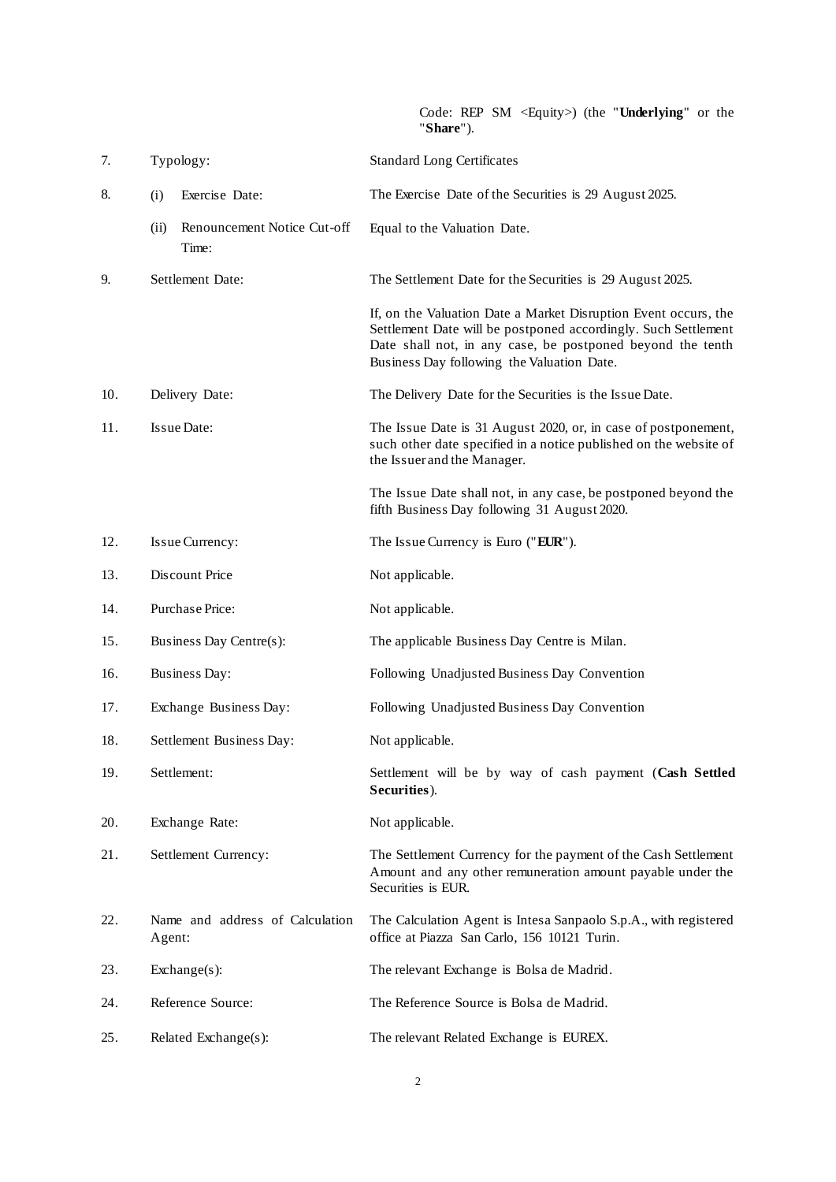| | | |
|---|---|---|
| | | Code: REP SM <Equity>) (the "**Underlying**" or the "**Share**"). |
| 7. | Typology: | Standard Long Certificates |
| 8. | (i) Exercise Date: | The Exercise Date of the Securities is 29 August 2025. |
| | (ii) Renouncement Notice Cut-off Time: | Equal to the Valuation Date. |
| 9. | Settlement Date: | The Settlement Date for the Securities is 29 August 2025.<br><br>If, on the Valuation Date a Market Disruption Event occurs, the Settlement Date will be postponed accordingly. Such Settlement Date shall not, in any case, be postponed beyond the tenth Business Day following the Valuation Date. |
| 10. | Delivery Date: | The Delivery Date for the Securities is the Issue Date. |
| 11. | Issue Date: | The Issue Date is 31 August 2020, or, in case of postponement, such other date specified in a notice published on the website of the Issuer and the Manager.<br><br>The Issue Date shall not, in any case, be postponed beyond the fifth Business Day following 31 August 2020. |
| 12. | Issue Currency: | The Issue Currency is Euro ("**EUR**"). |
| 13. | Discount Price | Not applicable. |
| 14. | Purchase Price: | Not applicable. |
| 15. | Business Day Centre(s): | The applicable Business Day Centre is Milan. |
| 16. | Business Day: | Following Unadjusted Business Day Convention |
| 17. | Exchange Business Day: | Following Unadjusted Business Day Convention |
| 18. | Settlement Business Day: | Not applicable. |
| 19. | Settlement: | Settlement will be by way of cash payment (**Cash Settled Securities**). |
| 20. | Exchange Rate: | Not applicable. |
| 21. | Settlement Currency: | The Settlement Currency for the payment of the Cash Settlement Amount and any other remuneration amount payable under the Securities is EUR. |
| 22. | Name and address of Calculation Agent: | The Calculation Agent is Intesa Sanpaolo S.p.A., with registered office at Piazza San Carlo, 156 10121 Turin. |
| 23. | Exchange(s): | The relevant Exchange is Bolsa de Madrid. |
| 24. | Reference Source: | The Reference Source is Bolsa de Madrid. |
| 25. | Related Exchange(s): | The relevant Related Exchange is EUREX. |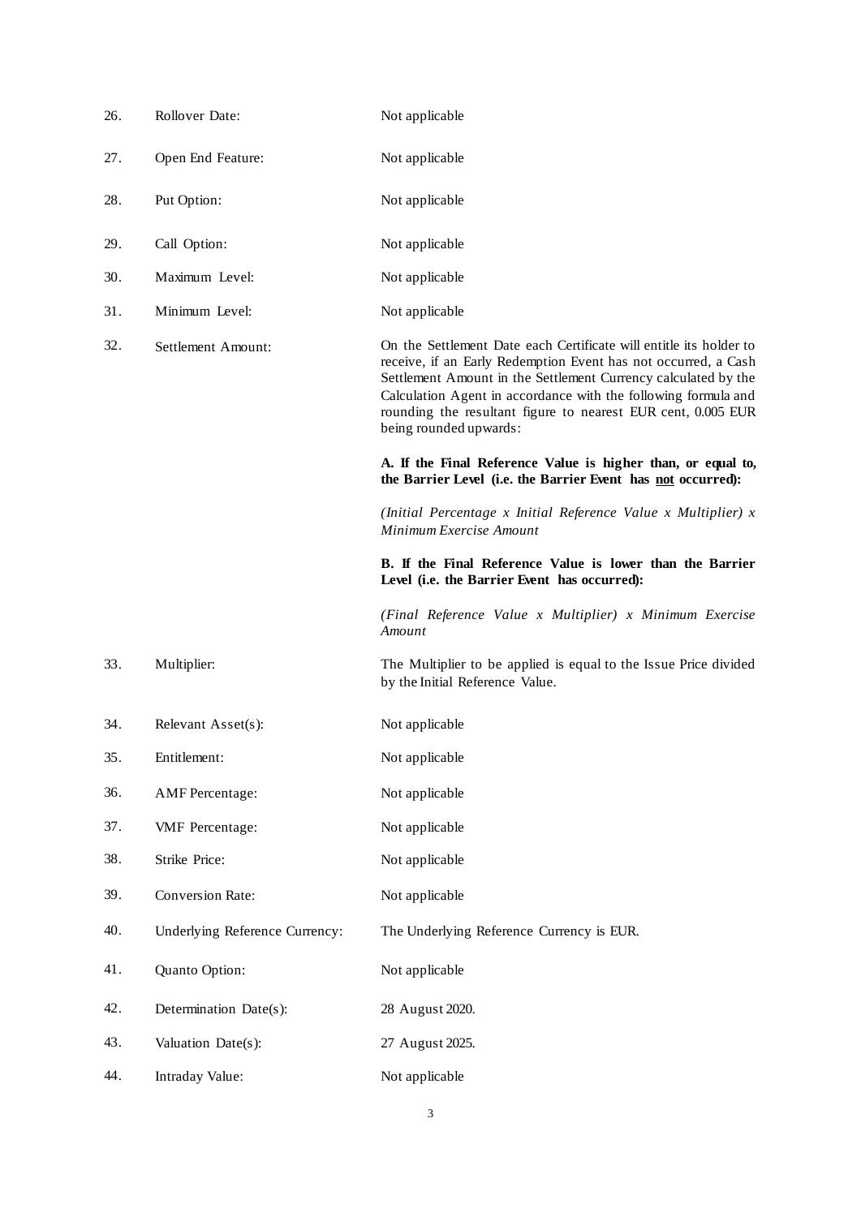| | | |
|---|---|---|
| 26. | Rollover Date: | Not applicable |
| 27. | Open End Feature: | Not applicable |
| 28. | Put Option: | Not applicable |
| 29. | Call Option: | Not applicable |
| 30. | Maximum Level: | Not applicable |
| 31. | Minimum Level: | Not applicable |
| 32. | Settlement Amount: | On the Settlement Date each Certificate will entitle its holder to receive, if an Early Redemption Event has not occurred, a Cash Settlement Amount in the Settlement Currency calculated by the Calculation Agent in accordance with the following formula and rounding the resultant figure to nearest EUR cent, 0.005 EUR being rounded upwards:<br><br>**A. If the Final Reference Value is higher than, or equal to, the Barrier Level (i.e. the Barrier Event has <u>not</u> occurred):**<br><br>*(Initial Percentage x Initial Reference Value x Multiplier) x Minimum Exercise Amount*<br><br>**B. If the Final Reference Value is lower than the Barrier Level (i.e. the Barrier Event has occurred):**<br><br>*(Final Reference Value x Multiplier) x Minimum Exercise Amount* |
| 33. | Multiplier: | The Multiplier to be applied is equal to the Issue Price divided by the Initial Reference Value. |
| 34. | Relevant Asset(s): | Not applicable |
| 35. | Entitlement: | Not applicable |
| 36. | AMF Percentage: | Not applicable |
| 37. | VMF Percentage: | Not applicable |
| 38. | Strike Price: | Not applicable |
| 39. | Conversion Rate: | Not applicable |
| 40. | Underlying Reference Currency: | The Underlying Reference Currency is EUR. |
| 41. | Quanto Option: | Not applicable |
| 42. | Determination Date(s): | 28 August 2020. |
| 43. | Valuation Date(s): | 27 August 2025. |
| 44. | Intraday Value: | Not applicable |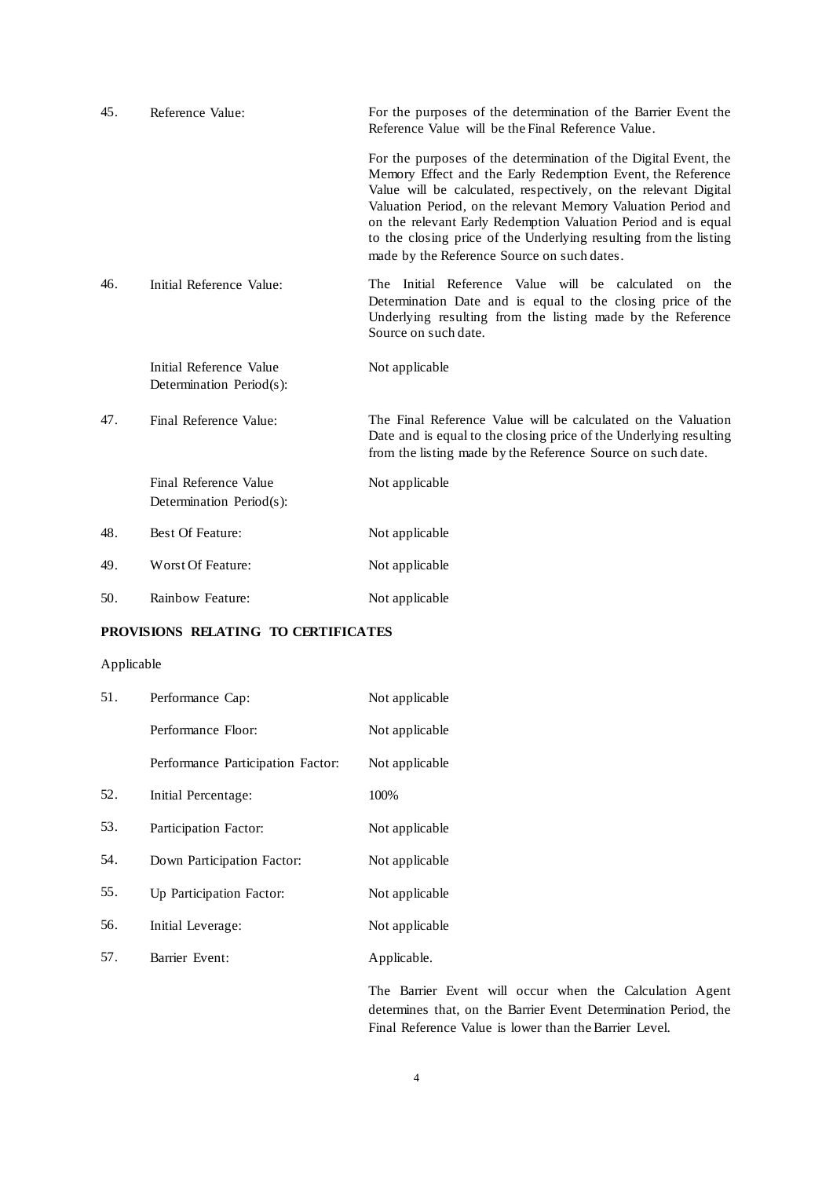| | | |
|---|---|---|
| 45. | Reference Value: | For the purposes of the determination of the Barrier Event the Reference Value will be the Final Reference Value.<br><br>For the purposes of the determination of the Digital Event, the Memory Effect and the Early Redemption Event, the Reference Value will be calculated, respectively, on the relevant Digital Valuation Period, on the relevant Memory Valuation Period and on the relevant Early Redemption Valuation Period and is equal to the closing price of the Underlying resulting from the listing made by the Reference Source on such dates. |
| 46. | Initial Reference Value: | The Initial Reference Value will be calculated on the Determination Date and is equal to the closing price of the Underlying resulting from the listing made by the Reference Source on such date. |
| | Initial Reference Value Determination Period(s): | Not applicable |
| 47. | Final Reference Value: | The Final Reference Value will be calculated on the Valuation Date and is equal to the closing price of the Underlying resulting from the listing made by the Reference Source on such date. |
| | Final Reference Value Determination Period(s): | Not applicable |
| 48. | Best Of Feature: | Not applicable |
| 49. | Worst Of Feature: | Not applicable |
| 50. | Rainbow Feature: | Not applicable |

**PROVISIONS RELATING TO CERTIFICATES**

Applicable

| | | |
|---|---|---|
| 51. | Performance Cap: | Not applicable |
| | Performance Floor: | Not applicable |
| | Performance Participation Factor: | Not applicable |
| 52. | Initial Percentage: | 100% |
| 53. | Participation Factor: | Not applicable |
| 54. | Down Participation Factor: | Not applicable |
| 55. | Up Participation Factor: | Not applicable |
| 56. | Initial Leverage: | Not applicable |
| 57. | Barrier Event: | Applicable.<br><br>The Barrier Event will occur when the Calculation Agent determines that, on the Barrier Event Determination Period, the Final Reference Value is lower than the Barrier Level. |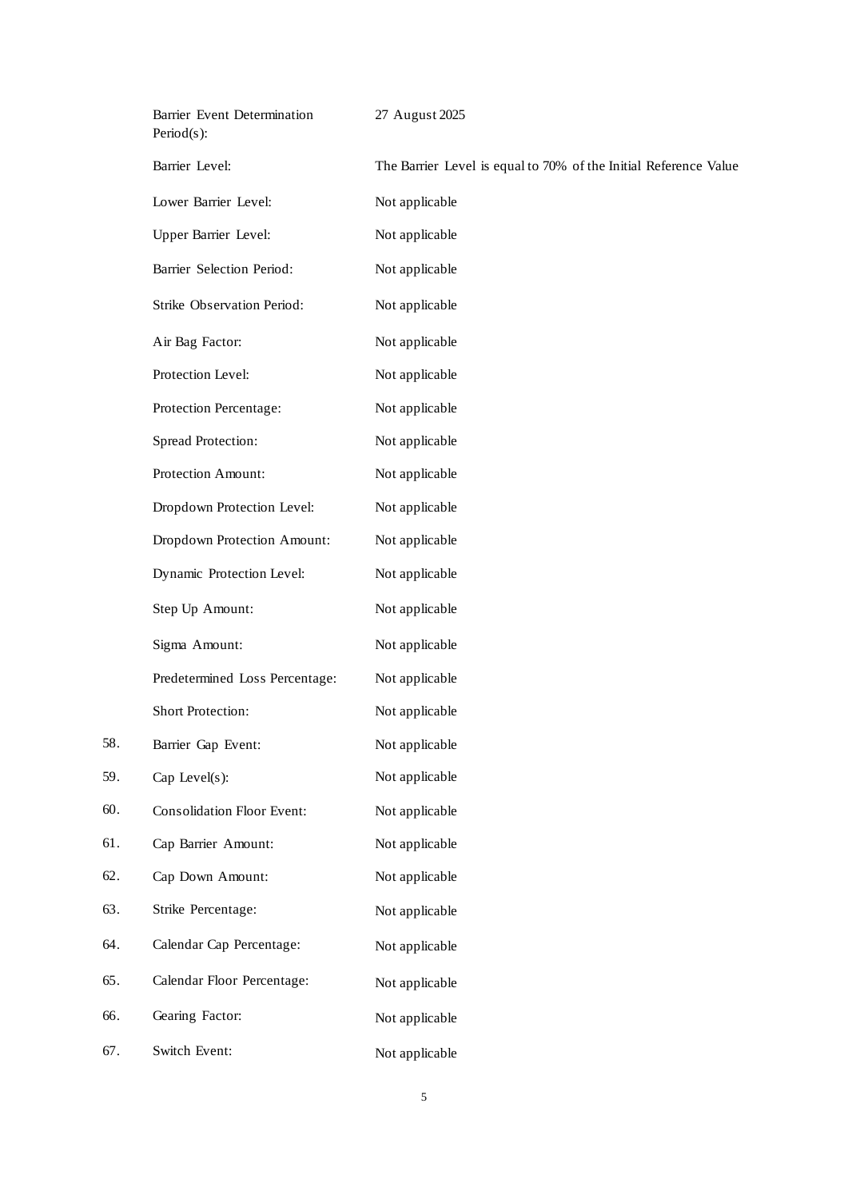| | | |
|---|---|---|
| | Barrier Event Determination Period(s): | 27 August 2025 |
| | Barrier Level: | The Barrier Level is equal to 70% of the Initial Reference Value |
| | Lower Barrier Level: | Not applicable |
| | Upper Barrier Level: | Not applicable |
| | Barrier Selection Period: | Not applicable |
| | Strike Observation Period: | Not applicable |
| | Air Bag Factor: | Not applicable |
| | Protection Level: | Not applicable |
| | Protection Percentage: | Not applicable |
| | Spread Protection: | Not applicable |
| | Protection Amount: | Not applicable |
| | Dropdown Protection Level: | Not applicable |
| | Dropdown Protection Amount: | Not applicable |
| | Dynamic Protection Level: | Not applicable |
| | Step Up Amount: | Not applicable |
| | Sigma Amount: | Not applicable |
| | Predetermined Loss Percentage: | Not applicable |
| | Short Protection: | Not applicable |
| 58. | Barrier Gap Event: | Not applicable |
| 59. | Cap Level(s): | Not applicable |
| 60. | Consolidation Floor Event: | Not applicable |
| 61. | Cap Barrier Amount: | Not applicable |
| 62. | Cap Down Amount: | Not applicable |
| 63. | Strike Percentage: | Not applicable |
| 64. | Calendar Cap Percentage: | Not applicable |
| 65. | Calendar Floor Percentage: | Not applicable |
| 66. | Gearing Factor: | Not applicable |
| 67. | Switch Event: | Not applicable |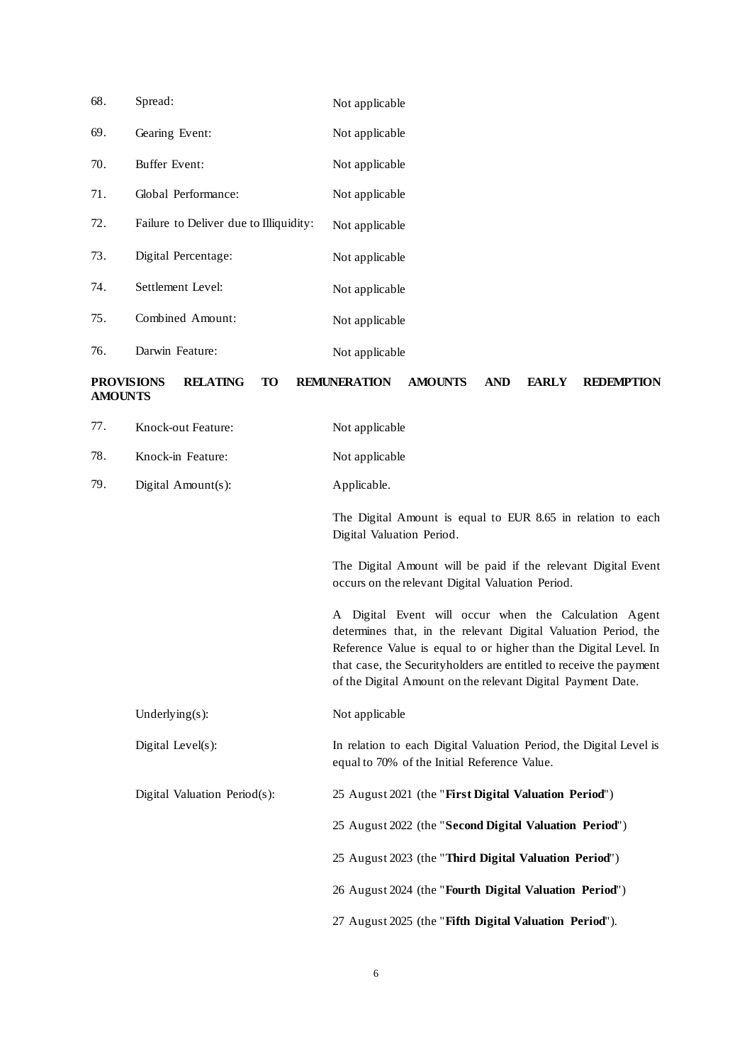| | | |
|---|---|---|
| 68. | Spread: | Not applicable |
| 69. | Gearing Event: | Not applicable |
| 70. | Buffer Event: | Not applicable |
| 71. | Global Performance: | Not applicable |
| 72. | Failure to Deliver due to Illiquidity: | Not applicable |
| 73. | Digital Percentage: | Not applicable |
| 74. | Settlement Level: | Not applicable |
| 75. | Combined Amount: | Not applicable |
| 76. | Darwin Feature: | Not applicable |

**PROVISIONS RELATING TO REMUNERATION AMOUNTS AND EARLY REDEMPTION AMOUNTS**

| | | |
|---|---|---|
| 77. | Knock-out Feature: | Not applicable |
| 78. | Knock-in Feature: | Not applicable |
| 79. | Digital Amount(s): | Applicable.<br><br>The Digital Amount is equal to EUR 8.65 in relation to each Digital Valuation Period.<br><br>The Digital Amount will be paid if the relevant Digital Event occurs on the relevant Digital Valuation Period.<br><br>A Digital Event will occur when the Calculation Agent determines that, in the relevant Digital Valuation Period, the Reference Value is equal to or higher than the Digital Level. In that case, the Securityholders are entitled to receive the payment of the Digital Amount on the relevant Digital Payment Date. |
| | Underlying(s): | Not applicable |
| | Digital Level(s): | In relation to each Digital Valuation Period, the Digital Level is equal to 70% of the Initial Reference Value. |
| | Digital Valuation Period(s): | 25 August 2021 (the "**First Digital Valuation Period**")<br><br>25 August 2022 (the "**Second Digital Valuation Period**")<br><br>25 August 2023 (the "**Third Digital Valuation Period**")<br><br>26 August 2024 (the "**Fourth Digital Valuation Period**")<br><br>27 August 2025 (the "**Fifth Digital Valuation Period**"). |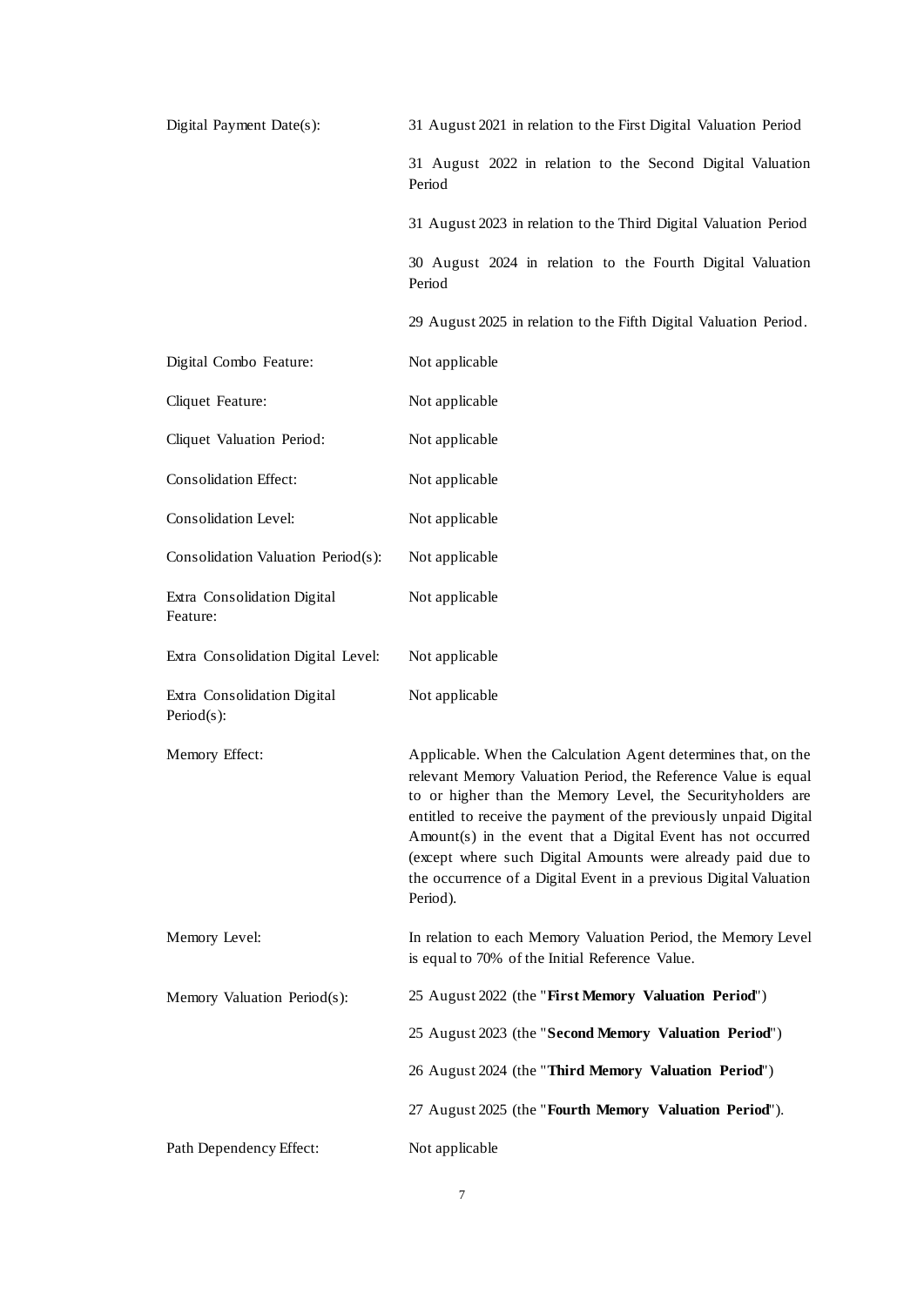| | |
|---|---|
| Digital Payment Date(s): | 31 August 2021 in relation to the First Digital Valuation Period<br><br>31 August 2022 in relation to the Second Digital Valuation Period<br><br>31 August 2023 in relation to the Third Digital Valuation Period<br><br>30 August 2024 in relation to the Fourth Digital Valuation Period<br><br>29 August 2025 in relation to the Fifth Digital Valuation Period. |
| Digital Combo Feature: | Not applicable |
| Cliquet Feature: | Not applicable |
| Cliquet Valuation Period: | Not applicable |
| Consolidation Effect: | Not applicable |
| Consolidation Level: | Not applicable |
| Consolidation Valuation Period(s): | Not applicable |
| Extra Consolidation Digital Feature: | Not applicable |
| Extra Consolidation Digital Level: | Not applicable |
| Extra Consolidation Digital Period(s): | Not applicable |
| Memory Effect: | Applicable. When the Calculation Agent determines that, on the relevant Memory Valuation Period, the Reference Value is equal to or higher than the Memory Level, the Securityholders are entitled to receive the payment of the previously unpaid Digital Amount(s) in the event that a Digital Event has not occurred (except where such Digital Amounts were already paid due to the occurrence of a Digital Event in a previous Digital Valuation Period). |
| Memory Level: | In relation to each Memory Valuation Period, the Memory Level is equal to 70% of the Initial Reference Value. |
| Memory Valuation Period(s): | 25 August 2022 (the "**First Memory Valuation Period**")<br><br>25 August 2023 (the "**Second Memory Valuation Period**")<br><br>26 August 2024 (the "**Third Memory Valuation Period**")<br><br>27 August 2025 (the "**Fourth Memory Valuation Period**"). |
| Path Dependency Effect: | Not applicable |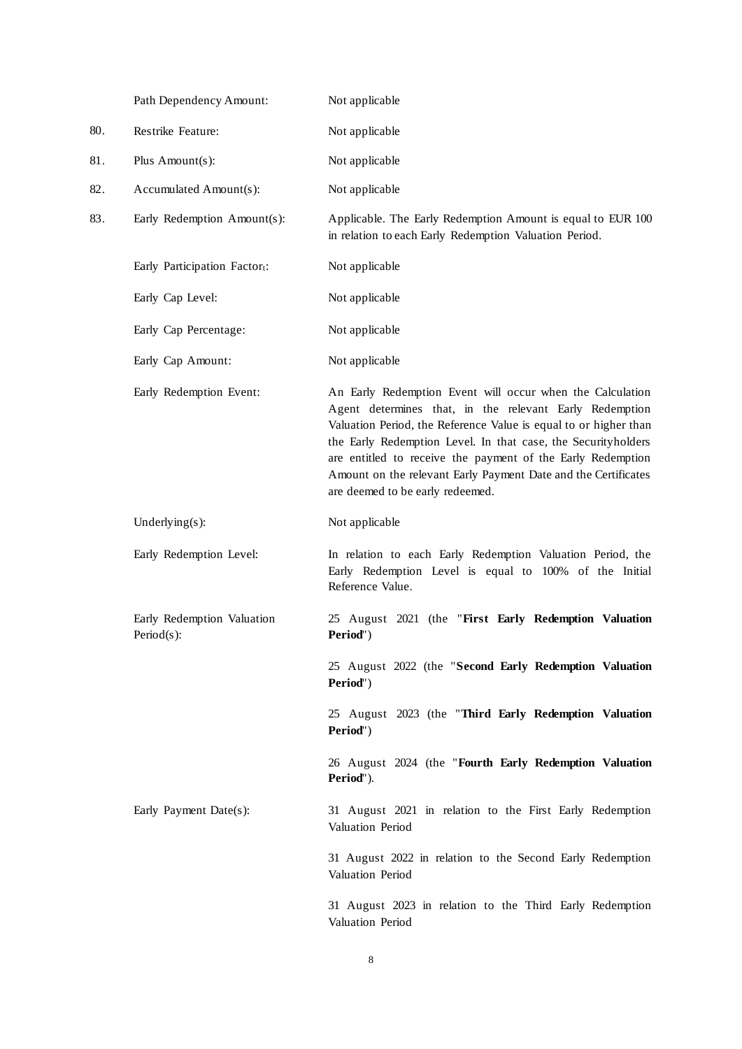| | | |
|---|---|---|
| | Path Dependency Amount: | Not applicable |
| 80. | Restrike Feature: | Not applicable |
| 81. | Plus Amount(s): | Not applicable |
| 82. | Accumulated Amount(s): | Not applicable |
| 83. | Early Redemption Amount(s): | Applicable. The Early Redemption Amount is equal to EUR 100 in relation to each Early Redemption Valuation Period. |
| | Early Participation Factor$_t$: | Not applicable |
| | Early Cap Level: | Not applicable |
| | Early Cap Percentage: | Not applicable |
| | Early Cap Amount: | Not applicable |
| | Early Redemption Event: | An Early Redemption Event will occur when the Calculation Agent determines that, in the relevant Early Redemption Valuation Period, the Reference Value is equal to or higher than the Early Redemption Level. In that case, the Securityholders are entitled to receive the payment of the Early Redemption Amount on the relevant Early Payment Date and the Certificates are deemed to be early redeemed. |
| | Underlying(s): | Not applicable |
| | Early Redemption Level: | In relation to each Early Redemption Valuation Period, the Early Redemption Level is equal to 100% of the Initial Reference Value. |
| | Early Redemption Valuation Period(s): | 25 August 2021 (the "**First Early Redemption Valuation Period**")<br><br>25 August 2022 (the "**Second Early Redemption Valuation Period**")<br><br>25 August 2023 (the "**Third Early Redemption Valuation Period**")<br><br>26 August 2024 (the "**Fourth Early Redemption Valuation Period**"). |
| | Early Payment Date(s): | 31 August 2021 in relation to the First Early Redemption Valuation Period<br><br>31 August 2022 in relation to the Second Early Redemption Valuation Period<br><br>31 August 2023 in relation to the Third Early Redemption Valuation Period |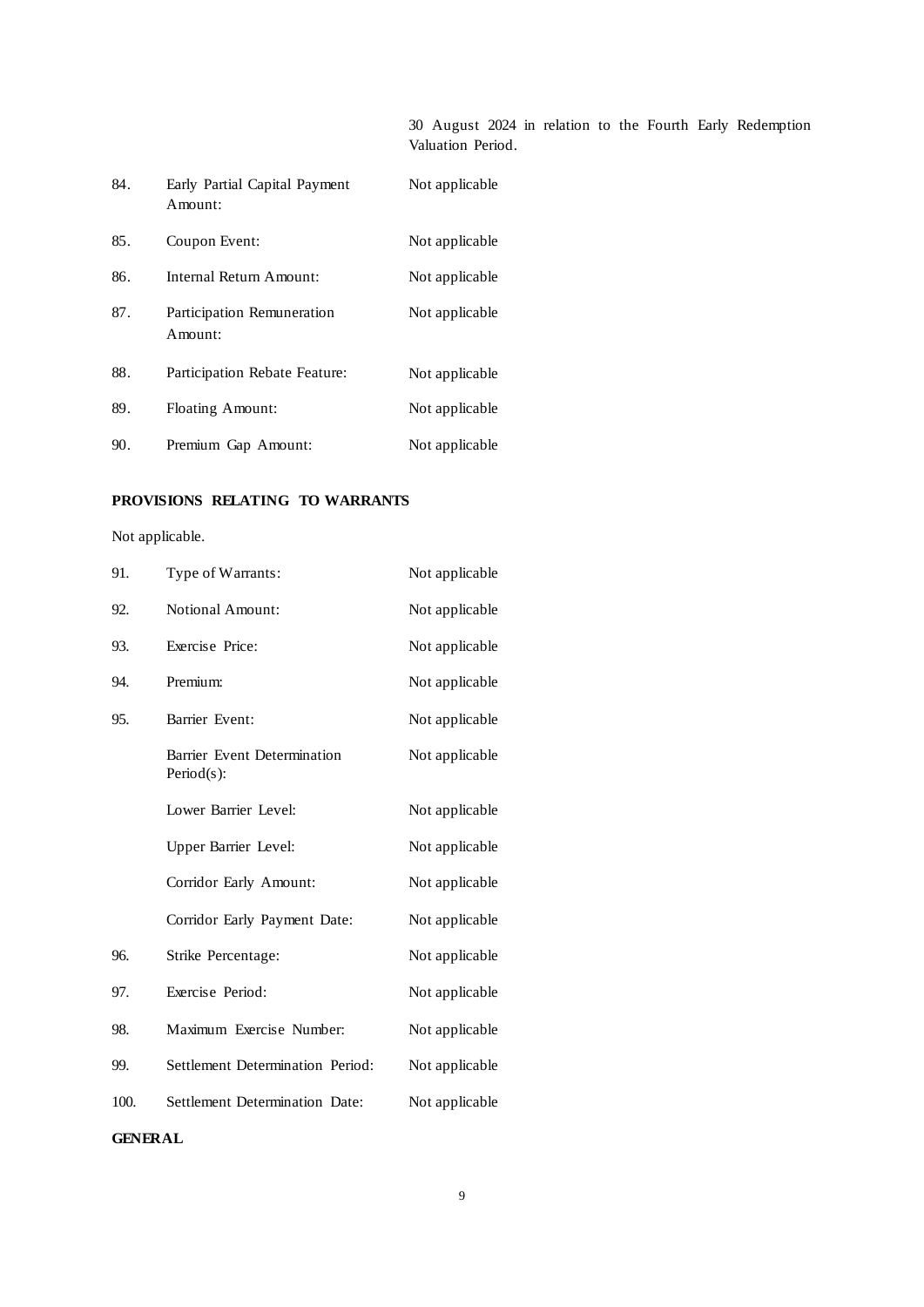| | | |
|---|---|---|
| | | 30 August 2024 in relation to the Fourth Early Redemption Valuation Period. |
| 84. | Early Partial Capital Payment Amount: | Not applicable |
| 85. | Coupon Event: | Not applicable |
| 86. | Internal Return Amount: | Not applicable |
| 87. | Participation Remuneration Amount: | Not applicable |
| 88. | Participation Rebate Feature: | Not applicable |
| 89. | Floating Amount: | Not applicable |
| 90. | Premium Gap Amount: | Not applicable |

**PROVISIONS RELATING TO WARRANTS**

Not applicable.

| | | |
|---|---|---|
| 91. | Type of Warrants: | Not applicable |
| 92. | Notional Amount: | Not applicable |
| 93. | Exercise Price: | Not applicable |
| 94. | Premium: | Not applicable |
| 95. | Barrier Event: | Not applicable |
| | Barrier Event Determination Period(s): | Not applicable |
| | Lower Barrier Level: | Not applicable |
| | Upper Barrier Level: | Not applicable |
| | Corridor Early Amount: | Not applicable |
| | Corridor Early Payment Date: | Not applicable |
| 96. | Strike Percentage: | Not applicable |
| 97. | Exercise Period: | Not applicable |
| 98. | Maximum Exercise Number: | Not applicable |
| 99. | Settlement Determination Period: | Not applicable |
| 100. | Settlement Determination Date: | Not applicable |

**GENERAL**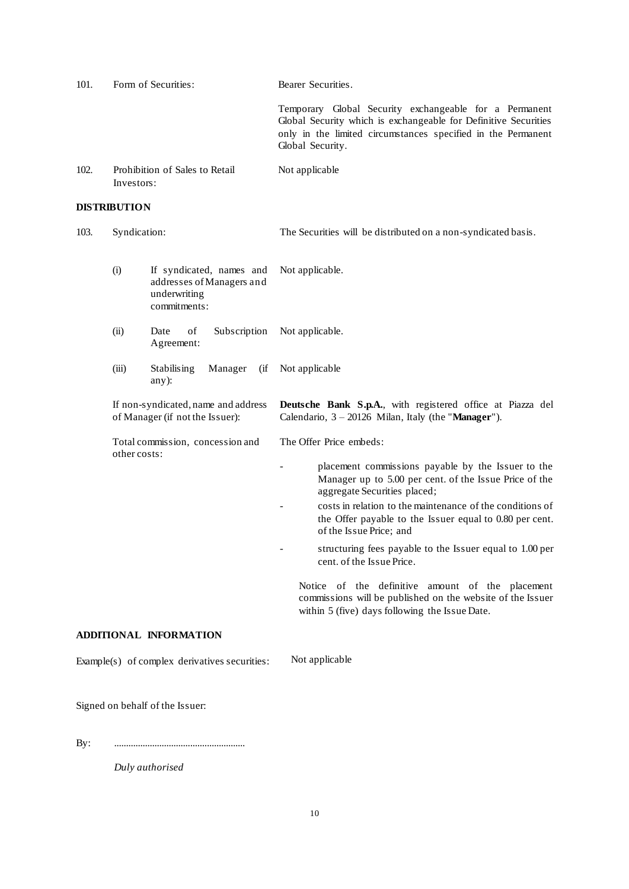| | | |
|---|---|---|
| 101. | Form of Securities: | Bearer Securities.<br><br>Temporary Global Security exchangeable for a Permanent Global Security which is exchangeable for Definitive Securities only in the limited circumstances specified in the Permanent Global Security. |
| 102. | Prohibition of Sales to Retail Investors: | Not applicable |

**DISTRIBUTION**

| | | |
|---|---|---|
| 103. | Syndication: | The Securities will be distributed on a non-syndicated basis. |
| | (i) If syndicated, names and addresses of Managers and underwriting commitments: | Not applicable. |
| | (ii) Date of Subscription Agreement: | Not applicable. |
| | (iii) Stabilising Manager (if any): | Not applicable |
| | If non-syndicated, name and address of Manager (if not the Issuer): | **Deutsche Bank S.p.A.**, with registered office at Piazza del Calendario, 3 – 20126 Milan, Italy (the "**Manager**"). |
| | Total commission, concession and other costs: | The Offer Price embeds:<br>- placement commissions payable by the Issuer to the Manager up to 5.00 per cent. of the Issue Price of the aggregate Securities placed;<br>- costs in relation to the maintenance of the conditions of the Offer payable to the Issuer equal to 0.80 per cent. of the Issue Price; and<br>- structuring fees payable to the Issuer equal to 1.00 per cent. of the Issue Price.<br><br>Notice of the definitive amount of the placement commissions will be published on the website of the Issuer within 5 (five) days following the Issue Date. |

**ADDITIONAL INFORMATION**

Example(s) of complex derivatives securities: Not applicable

Signed on behalf of the Issuer:

By: ......................................................

*Duly authorised*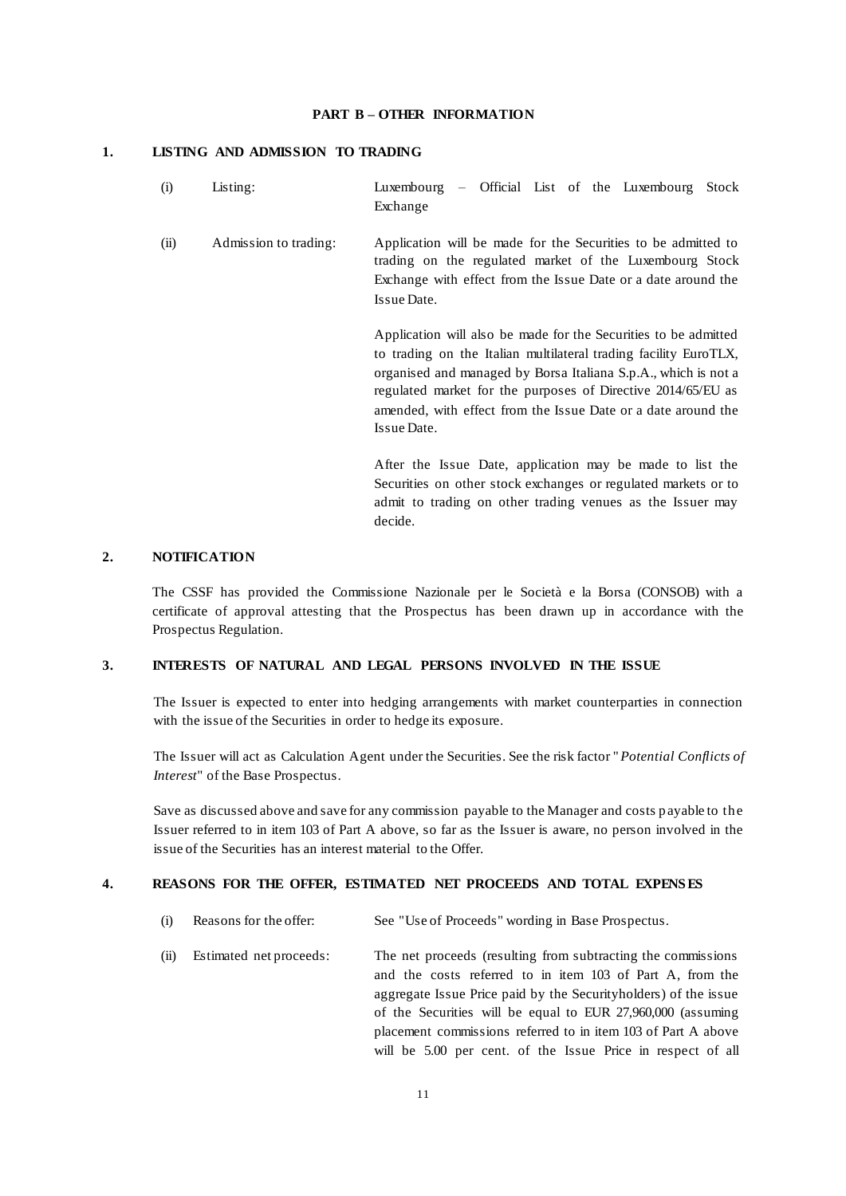## PART B – OTHER INFORMATION

### 1. LISTING AND ADMISSION TO TRADING

(i) Listing: Luxembourg – Official List of the Luxembourg Stock Exchange

(ii) Admission to trading: Application will be made for the Securities to be admitted to trading on the regulated market of the Luxembourg Stock Exchange with effect from the Issue Date or a date around the Issue Date.

Application will also be made for the Securities to be admitted to trading on the Italian multilateral trading facility EuroTLX, organised and managed by Borsa Italiana S.p.A., which is not a regulated market for the purposes of Directive 2014/65/EU as amended, with effect from the Issue Date or a date around the Issue Date.

After the Issue Date, application may be made to list the Securities on other stock exchanges or regulated markets or to admit to trading on other trading venues as the Issuer may decide.

### 2. NOTIFICATION

The CSSF has provided the Commissione Nazionale per le Società e la Borsa (CONSOB) with a certificate of approval attesting that the Prospectus has been drawn up in accordance with the Prospectus Regulation.

### 3. INTERESTS OF NATURAL AND LEGAL PERSONS INVOLVED IN THE ISSUE

The Issuer is expected to enter into hedging arrangements with market counterparties in connection with the issue of the Securities in order to hedge its exposure.

The Issuer will act as Calculation Agent under the Securities. See the risk factor "*Potential Conflicts of Interest*" of the Base Prospectus.

Save as discussed above and save for any commission payable to the Manager and costs payable to the Issuer referred to in item 103 of Part A above, so far as the Issuer is aware, no person involved in the issue of the Securities has an interest material to the Offer.

### 4. REASONS FOR THE OFFER, ESTIMATED NET PROCEEDS AND TOTAL EXPENSES

(i) Reasons for the offer: See "Use of Proceeds" wording in Base Prospectus.

(ii) Estimated net proceeds: The net proceeds (resulting from subtracting the commissions and the costs referred to in item 103 of Part A, from the aggregate Issue Price paid by the Securityholders) of the issue of the Securities will be equal to EUR 27,960,000 (assuming placement commissions referred to in item 103 of Part A above will be 5.00 per cent. of the Issue Price in respect of all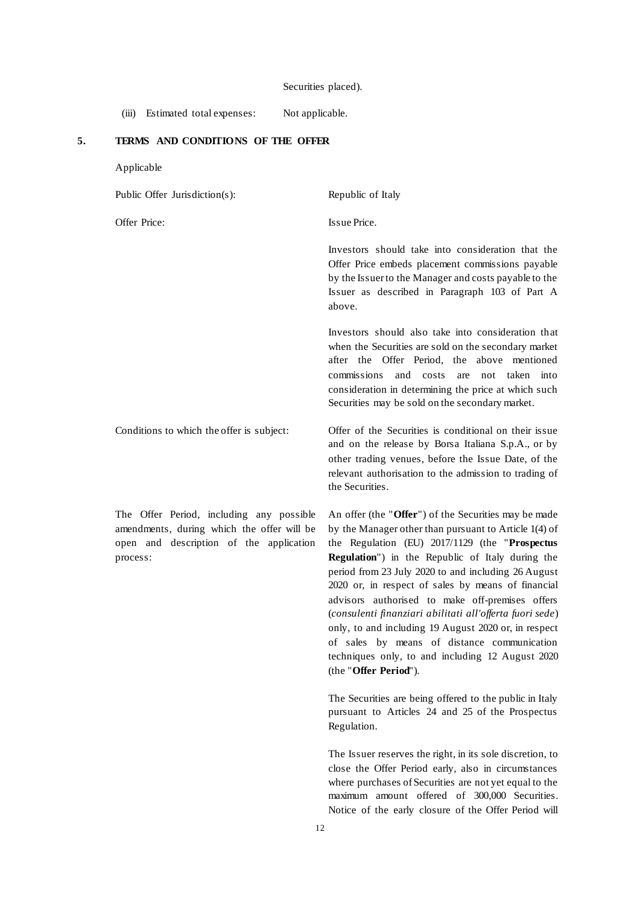Securities placed).

(iii) Estimated total expenses: Not applicable.

## 5. TERMS AND CONDITIONS OF THE OFFER

Applicable

| | |
|---|---|
| Public Offer Jurisdiction(s): | Republic of Italy |
| Offer Price: | Issue Price.<br><br>Investors should take into consideration that the Offer Price embeds placement commissions payable by the Issuer to the Manager and costs payable to the Issuer as described in Paragraph 103 of Part A above.<br><br>Investors should also take into consideration that when the Securities are sold on the secondary market after the Offer Period, the above mentioned commissions and costs are not taken into consideration in determining the price at which such Securities may be sold on the secondary market. |
| Conditions to which the offer is subject: | Offer of the Securities is conditional on their issue and on the release by Borsa Italiana S.p.A., or by other trading venues, before the Issue Date, of the relevant authorisation to the admission to trading of the Securities. |
| The Offer Period, including any possible amendments, during which the offer will be open and description of the application process: | An offer (the "**Offer**") of the Securities may be made by the Manager other than pursuant to Article 1(4) of the Regulation (EU) 2017/1129 (the "**Prospectus Regulation**") in the Republic of Italy during the period from 23 July 2020 to and including 26 August 2020 or, in respect of sales by means of financial advisors authorised to make off-premises offers (*consulenti finanziari abilitati all'offerta fuori sede*) only, to and including 19 August 2020 or, in respect of sales by means of distance communication techniques only, to and including 12 August 2020 (the "**Offer Period**").<br><br>The Securities are being offered to the public in Italy pursuant to Articles 24 and 25 of the Prospectus Regulation.<br><br>The Issuer reserves the right, in its sole discretion, to close the Offer Period early, also in circumstances where purchases of Securities are not yet equal to the maximum amount offered of 300,000 Securities. Notice of the early closure of the Offer Period will |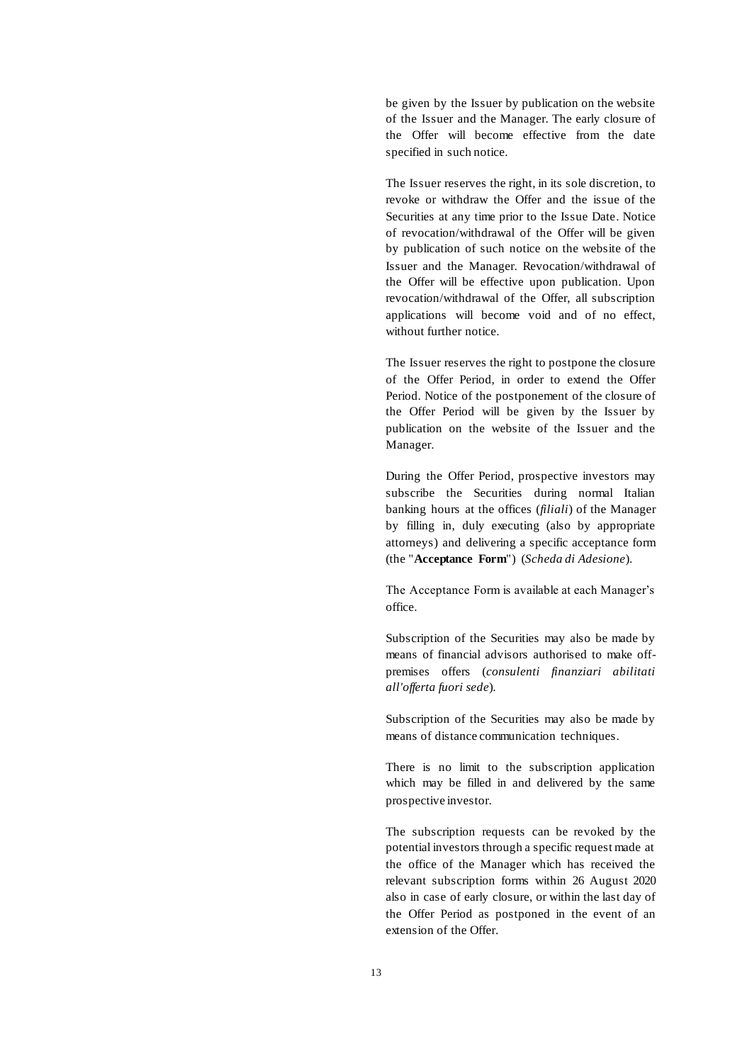be given by the Issuer by publication on the website of the Issuer and the Manager. The early closure of the Offer will become effective from the date specified in such notice.

The Issuer reserves the right, in its sole discretion, to revoke or withdraw the Offer and the issue of the Securities at any time prior to the Issue Date. Notice of revocation/withdrawal of the Offer will be given by publication of such notice on the website of the Issuer and the Manager. Revocation/withdrawal of the Offer will be effective upon publication. Upon revocation/withdrawal of the Offer, all subscription applications will become void and of no effect, without further notice.

The Issuer reserves the right to postpone the closure of the Offer Period, in order to extend the Offer Period. Notice of the postponement of the closure of the Offer Period will be given by the Issuer by publication on the website of the Issuer and the Manager.

During the Offer Period, prospective investors may subscribe the Securities during normal Italian banking hours at the offices (*filiali*) of the Manager by filling in, duly executing (also by appropriate attorneys) and delivering a specific acceptance form (the "**Acceptance Form**") (*Scheda di Adesione*).

The Acceptance Form is available at each Manager's office.

Subscription of the Securities may also be made by means of financial advisors authorised to make off-premises offers (*consulenti finanziari abilitati all'offerta fuori sede*).

Subscription of the Securities may also be made by means of distance communication techniques.

There is no limit to the subscription application which may be filled in and delivered by the same prospective investor.

The subscription requests can be revoked by the potential investors through a specific request made at the office of the Manager which has received the relevant subscription forms within 26 August 2020 also in case of early closure, or within the last day of the Offer Period as postponed in the event of an extension of the Offer.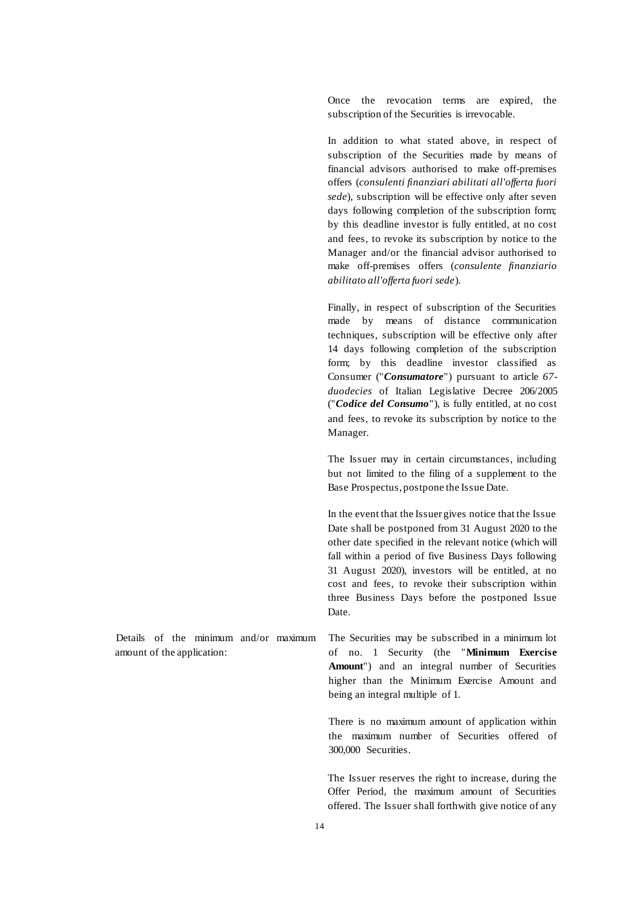| | |
|---|---|
| | Once the revocation terms are expired, the subscription of the Securities is irrevocable.<br><br>In addition to what stated above, in respect of subscription of the Securities made by means of financial advisors authorised to make off-premises offers (*consulenti finanziari abilitati all'offerta fuori sede*), subscription will be effective only after seven days following completion of the subscription form; by this deadline investor is fully entitled, at no cost and fees, to revoke its subscription by notice to the Manager and/or the financial advisor authorised to make off-premises offers (*consulente finanziario abilitato all'offerta fuori sede*).<br><br>Finally, in respect of subscription of the Securities made by means of distance communication techniques, subscription will be effective only after 14 days following completion of the subscription form; by this deadline investor classified as Consumer ("***Consumatore***") pursuant to article *67-duodecies* of Italian Legislative Decree 206/2005 ("***Codice del Consumo***"), is fully entitled, at no cost and fees, to revoke its subscription by notice to the Manager.<br><br>The Issuer may in certain circumstances, including but not limited to the filing of a supplement to the Base Prospectus, postpone the Issue Date.<br><br>In the event that the Issuer gives notice that the Issue Date shall be postponed from 31 August 2020 to the other date specified in the relevant notice (which will fall within a period of five Business Days following 31 August 2020), investors will be entitled, at no cost and fees, to revoke their subscription within three Business Days before the postponed Issue Date. |
| Details of the minimum and/or maximum amount of the application: | The Securities may be subscribed in a minimum lot of no. 1 Security (the "**Minimum Exercise Amount**") and an integral number of Securities higher than the Minimum Exercise Amount and being an integral multiple of 1.<br><br>There is no maximum amount of application within the maximum number of Securities offered of 300,000 Securities.<br><br>The Issuer reserves the right to increase, during the Offer Period, the maximum amount of Securities offered. The Issuer shall forthwith give notice of any |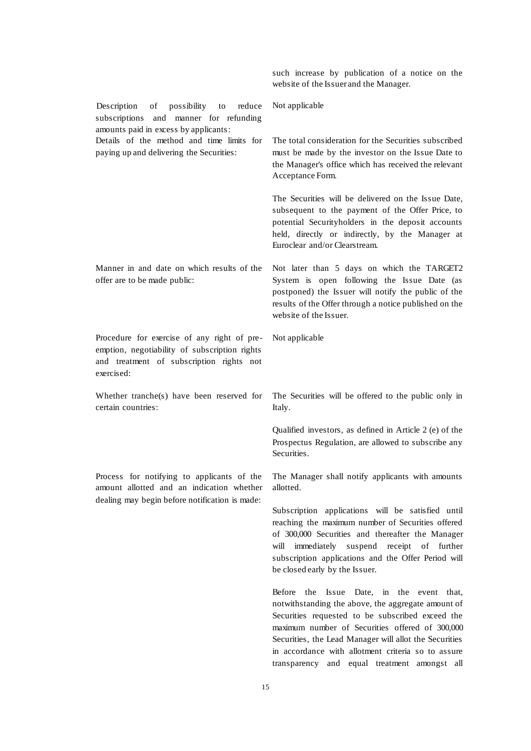| | |
|---|---|
| | such increase by publication of a notice on the website of the Issuer and the Manager. |
| Description of possibility to reduce subscriptions and manner for refunding amounts paid in excess by applicants: | Not applicable |
| Details of the method and time limits for paying up and delivering the Securities: | The total consideration for the Securities subscribed must be made by the investor on the Issue Date to the Manager's office which has received the relevant Acceptance Form.<br><br>The Securities will be delivered on the Issue Date, subsequent to the payment of the Offer Price, to potential Securityholders in the deposit accounts held, directly or indirectly, by the Manager at Euroclear and/or Clearstream. |
| Manner in and date on which results of the offer are to be made public: | Not later than 5 days on which the TARGET2 System is open following the Issue Date (as postponed) the Issuer will notify the public of the results of the Offer through a notice published on the website of the Issuer. |
| Procedure for exercise of any right of pre-emption, negotiability of subscription rights and treatment of subscription rights not exercised: | Not applicable |
| Whether tranche(s) have been reserved for certain countries: | The Securities will be offered to the public only in Italy.<br><br>Qualified investors, as defined in Article 2 (e) of the Prospectus Regulation, are allowed to subscribe any Securities. |
| Process for notifying to applicants of the amount allotted and an indication whether dealing may begin before notification is made: | The Manager shall notify applicants with amounts allotted.<br><br>Subscription applications will be satisfied until reaching the maximum number of Securities offered of 300,000 Securities and thereafter the Manager will immediately suspend receipt of further subscription applications and the Offer Period will be closed early by the Issuer.<br><br>Before the Issue Date, in the event that, notwithstanding the above, the aggregate amount of Securities requested to be subscribed exceed the maximum number of Securities offered of 300,000 Securities, the Lead Manager will allot the Securities in accordance with allotment criteria so to assure transparency and equal treatment amongst all |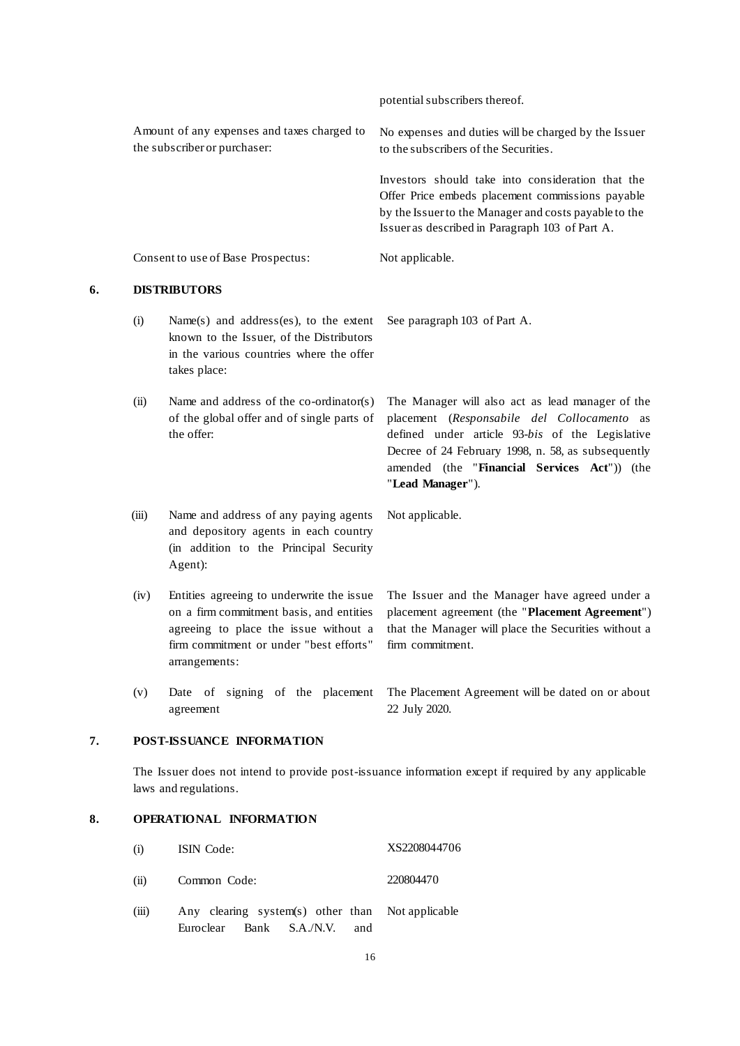| | |
|---|---|
| | potential subscribers thereof. |
| Amount of any expenses and taxes charged to the subscriber or purchaser: | No expenses and duties will be charged by the Issuer to the subscribers of the Securities.<br><br>Investors should take into consideration that the Offer Price embeds placement commissions payable by the Issuer to the Manager and costs payable to the Issuer as described in Paragraph 103 of Part A. |
| Consent to use of Base Prospectus: | Not applicable. |

## 6. DISTRIBUTORS

| | | |
|---|---|---|
| (i) | Name(s) and address(es), to the extent known to the Issuer, of the Distributors in the various countries where the offer takes place: | See paragraph 103 of Part A. |
| (ii) | Name and address of the co-ordinator(s) of the global offer and of single parts of the offer: | The Manager will also act as lead manager of the placement (*Responsabile del Collocamento* as defined under article 93-*bis* of the Legislative Decree of 24 February 1998, n. 58, as subsequently amended (the "**Financial Services Act**")) (the "**Lead Manager**"). |
| (iii) | Name and address of any paying agents and depository agents in each country (in addition to the Principal Security Agent): | Not applicable. |
| (iv) | Entities agreeing to underwrite the issue on a firm commitment basis, and entities agreeing to place the issue without a firm commitment or under "best efforts" arrangements: | The Issuer and the Manager have agreed under a placement agreement (the "**Placement Agreement**") that the Manager will place the Securities without a firm commitment. |
| (v) | Date of signing of the placement agreement | The Placement Agreement will be dated on or about 22 July 2020. |

## 7. POST-ISSUANCE INFORMATION

The Issuer does not intend to provide post-issuance information except if required by any applicable laws and regulations.

## 8. OPERATIONAL INFORMATION

| | | |
|---|---|---|
| (i) | ISIN Code: | XS2208044706 |
| (ii) | Common Code: | 220804470 |
| (iii) | Any clearing system(s) other than Euroclear Bank S.A./N.V. and | Not applicable |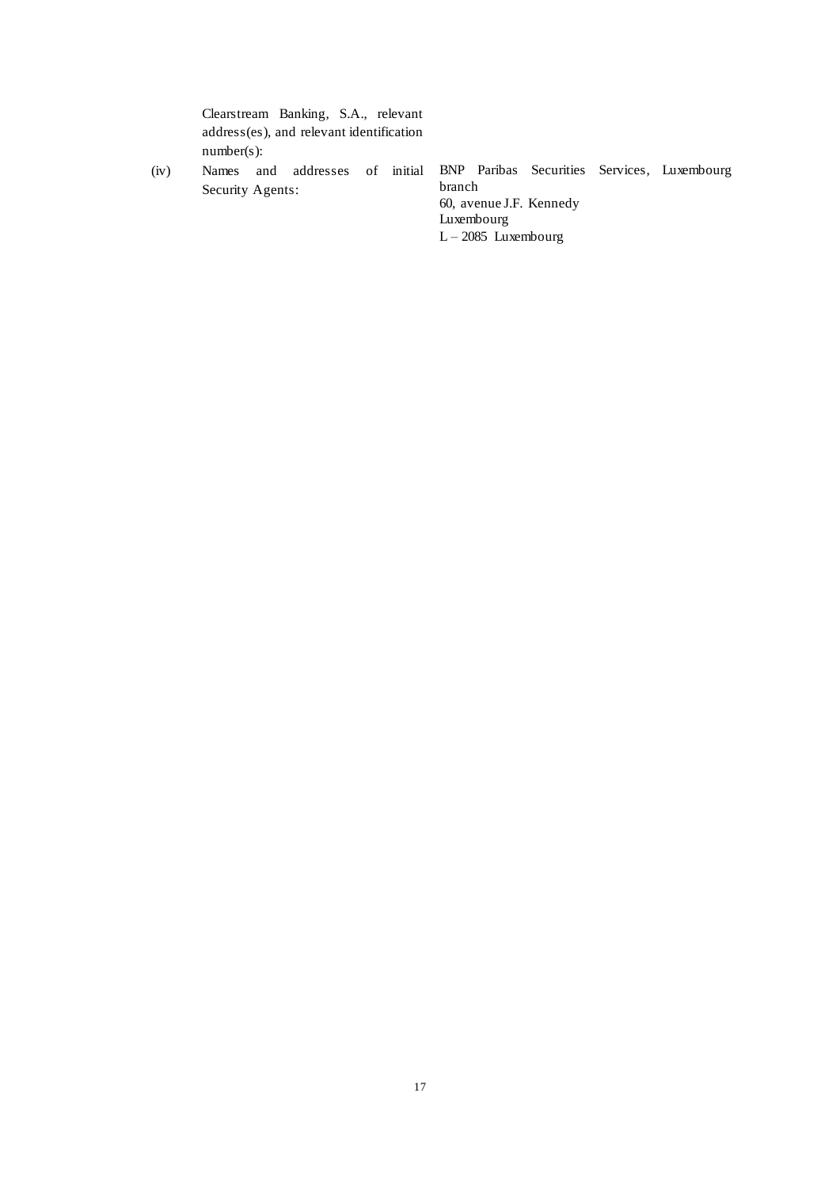| | | |
|---|---|---|
| | Clearstream Banking, S.A., relevant address(es), and relevant identification number(s): | |
| (iv) | Names and addresses of initial Security Agents: | BNP Paribas Securities Services, Luxembourg branch<br>60, avenue J.F. Kennedy<br>Luxembourg<br>L – 2085 Luxembourg |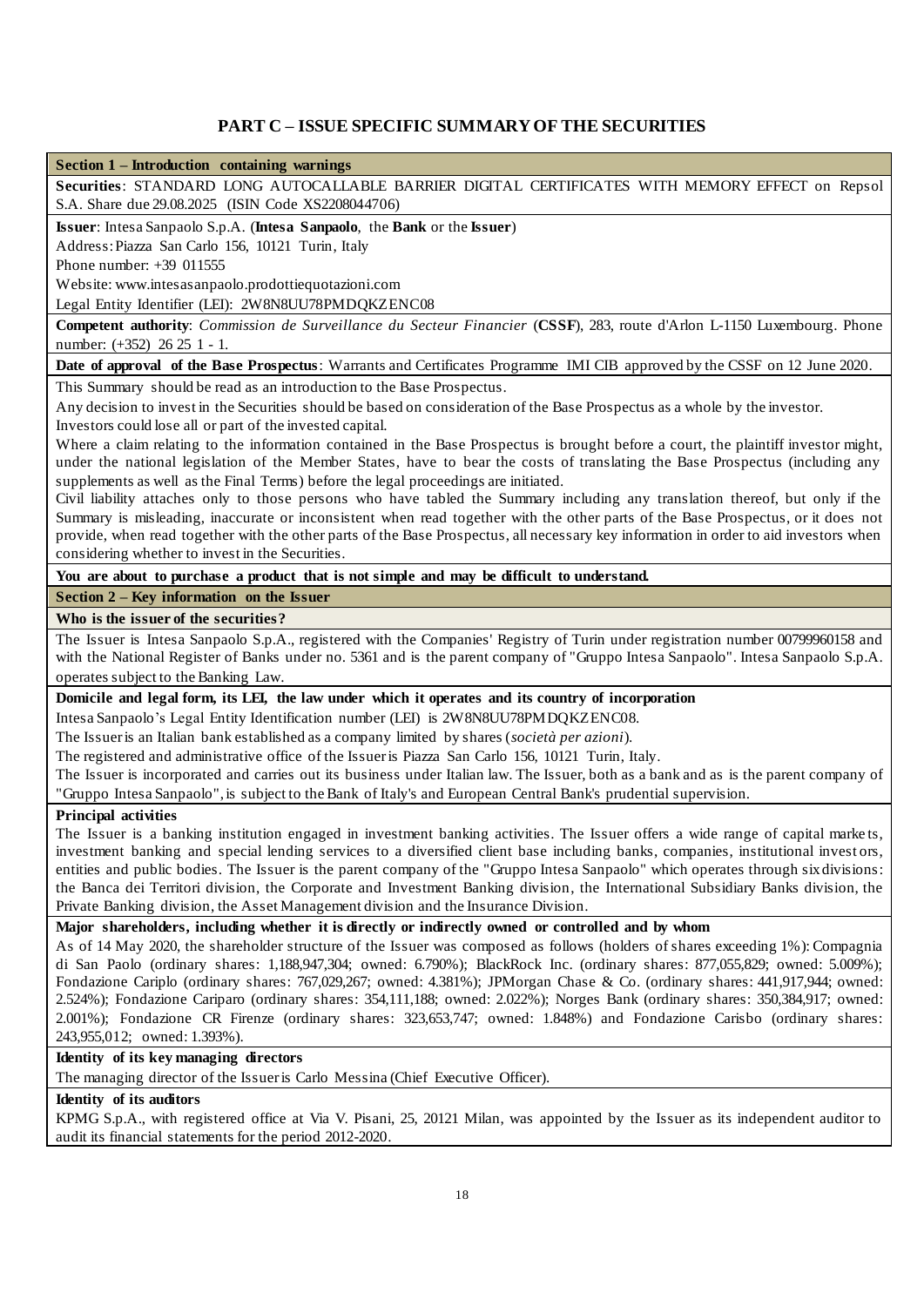# PART C – ISSUE SPECIFIC SUMMARY OF THE SECURITIES

## Section 1 – Introduction containing warnings

**Securities**: STANDARD LONG AUTOCALLABLE BARRIER DIGITAL CERTIFICATES WITH MEMORY EFFECT on Repsol S.A. Share due 29.08.2025 (ISIN Code XS2208044706)

**Issuer**: Intesa Sanpaolo S.p.A. (**Intesa Sanpaolo**, the **Bank** or the **Issuer**)

Address: Piazza San Carlo 156, 10121 Turin, Italy

Phone number: +39 011555

Website: www.intesasanpaolo.prodottiequotazioni.com

Legal Entity Identifier (LEI): 2W8N8UU78PMDQKZENC08

**Competent authority**: *Commission de Surveillance du Secteur Financier* (**CSSF**), 283, route d'Arlon L-1150 Luxembourg. Phone number: (+352) 26 25 1 - 1.

**Date of approval of the Base Prospectus**: Warrants and Certificates Programme IMI CIB approved by the CSSF on 12 June 2020.

This Summary should be read as an introduction to the Base Prospectus.

Any decision to invest in the Securities should be based on consideration of the Base Prospectus as a whole by the investor.

Investors could lose all or part of the invested capital.

Where a claim relating to the information contained in the Base Prospectus is brought before a court, the plaintiff investor might, under the national legislation of the Member States, have to bear the costs of translating the Base Prospectus (including any supplements as well as the Final Terms) before the legal proceedings are initiated.

Civil liability attaches only to those persons who have tabled the Summary including any translation thereof, but only if the Summary is misleading, inaccurate or inconsistent when read together with the other parts of the Base Prospectus, or it does not provide, when read together with the other parts of the Base Prospectus, all necessary key information in order to aid investors when considering whether to invest in the Securities.

**You are about to purchase a product that is not simple and may be difficult to understand.**

## Section 2 – Key information on the Issuer

### Who is the issuer of the securities?

The Issuer is Intesa Sanpaolo S.p.A., registered with the Companies' Registry of Turin under registration number 00799960158 and with the National Register of Banks under no. 5361 and is the parent company of "Gruppo Intesa Sanpaolo". Intesa Sanpaolo S.p.A. operates subject to the Banking Law.

**Domicile and legal form, its LEI, the law under which it operates and its country of incorporation**

Intesa Sanpaolo's Legal Entity Identification number (LEI) is 2W8N8UU78PMDQKZENC08.

The Issuer is an Italian bank established as a company limited by shares (*società per azioni*).

The registered and administrative office of the Issuer is Piazza San Carlo 156, 10121 Turin, Italy.

The Issuer is incorporated and carries out its business under Italian law. The Issuer, both as a bank and as is the parent company of "Gruppo Intesa Sanpaolo", is subject to the Bank of Italy's and European Central Bank's prudential supervision.

**Principal activities**

The Issuer is a banking institution engaged in investment banking activities. The Issuer offers a wide range of capital markets, investment banking and special lending services to a diversified client base including banks, companies, institutional investors, entities and public bodies. The Issuer is the parent company of the "Gruppo Intesa Sanpaolo" which operates through six divisions: the Banca dei Territori division, the Corporate and Investment Banking division, the International Subsidiary Banks division, the Private Banking division, the Asset Management division and the Insurance Division.

**Major shareholders, including whether it is directly or indirectly owned or controlled and by whom**

As of 14 May 2020, the shareholder structure of the Issuer was composed as follows (holders of shares exceeding 1%): Compagnia di San Paolo (ordinary shares: 1,188,947,304; owned: 6.790%); BlackRock Inc. (ordinary shares: 877,055,829; owned: 5.009%); Fondazione Cariplo (ordinary shares: 767,029,267; owned: 4.381%); JPMorgan Chase & Co. (ordinary shares: 441,917,944; owned: 2.524%); Fondazione Cariparo (ordinary shares: 354,111,188; owned: 2.022%); Norges Bank (ordinary shares: 350,384,917; owned: 2.001%); Fondazione CR Firenze (ordinary shares: 323,653,747; owned: 1.848%) and Fondazione Carisbo (ordinary shares: 243,955,012; owned: 1.393%).

**Identity of its key managing directors**

The managing director of the Issuer is Carlo Messina (Chief Executive Officer).

**Identity of its auditors**

KPMG S.p.A., with registered office at Via V. Pisani, 25, 20121 Milan, was appointed by the Issuer as its independent auditor to audit its financial statements for the period 2012-2020.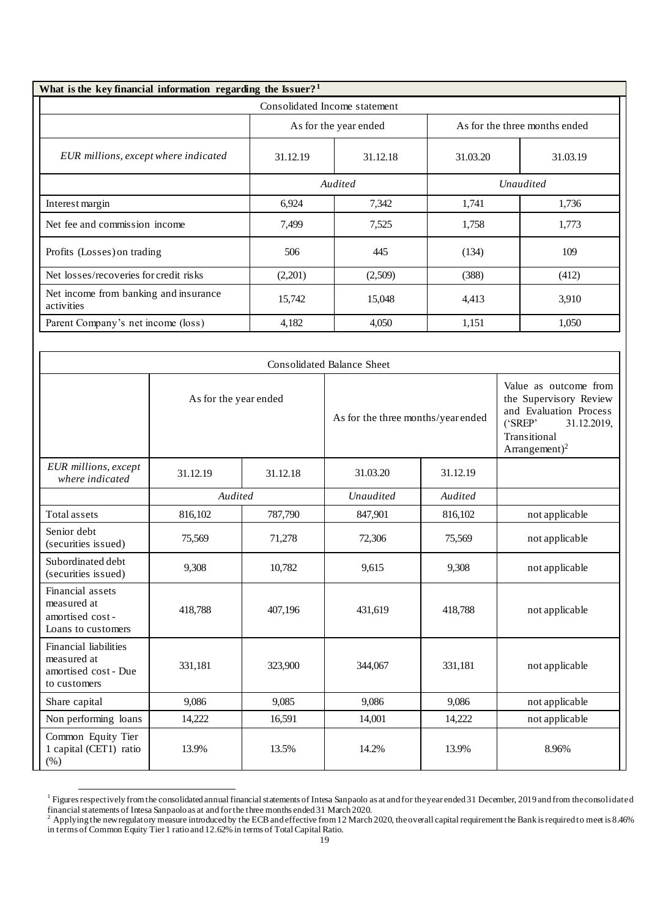**What is the key financial information regarding the Issuer?**[1]

| Consolidated Income statement | | | | |
|---|---|---|---|---|
| | As for the year ended | | As for the three months ended | |
| *EUR millions, except where indicated* | 31.12.19 | 31.12.18 | 31.03.20 | 31.03.19 |
| | *Audited* | | *Unaudited* | |
| Interest margin | 6,924 | 7,342 | 1,741 | 1,736 |
| Net fee and commission income | 7,499 | 7,525 | 1,758 | 1,773 |
| Profits (Losses) on trading | 506 | 445 | (134) | 109 |
| Net losses/recoveries for credit risks | (2,201) | (2,509) | (388) | (412) |
| Net income from banking and insurance activities | 15,742 | 15,048 | 4,413 | 3,910 |
| Parent Company's net income (loss) | 4,182 | 4,050 | 1,151 | 1,050 |

| Consolidated Balance Sheet | | | | | |
|---|---|---|---|---|---|
| | As for the year ended | | As for the three months/year ended | | Value as outcome from the Supervisory Review and Evaluation Process ('SREP' 31.12.2019, Transitional Arrangement)[2] |
| *EUR millions, except where indicated* | 31.12.19 | 31.12.18 | 31.03.20 | 31.12.19 | |
| | *Audited* | | *Unaudited* | *Audited* | |
| Total assets | 816,102 | 787,790 | 847,901 | 816,102 | not applicable |
| Senior debt (securities issued) | 75,569 | 71,278 | 72,306 | 75,569 | not applicable |
| Subordinated debt (securities issued) | 9,308 | 10,782 | 9,615 | 9,308 | not applicable |
| Financial assets measured at amortised cost - Loans to customers | 418,788 | 407,196 | 431,619 | 418,788 | not applicable |
| Financial liabilities measured at amortised cost - Due to customers | 331,181 | 323,900 | 344,067 | 331,181 | not applicable |
| Share capital | 9,086 | 9,085 | 9,086 | 9,086 | not applicable |
| Non performing loans | 14,222 | 16,591 | 14,001 | 14,222 | not applicable |
| Common Equity Tier 1 capital (CET1) ratio (%) | 13.9% | 13.5% | 14.2% | 13.9% | 8.96% |

[1] Figures respectively from the consolidated annual financial statements of Intesa Sanpaolo as at and for the year ended 31 December, 2019 and from the consolidated financial statements of Intesa Sanpaolo as at and for the three months ended 31 March 2020.

[2] Applying the new regulatory measure introduced by the ECB and effective from 12 March 2020, the overall capital requirement the Bank is required to meet is 8.46% in terms of Common Equity Tier 1 ratio and 12.62% in terms of Total Capital Ratio.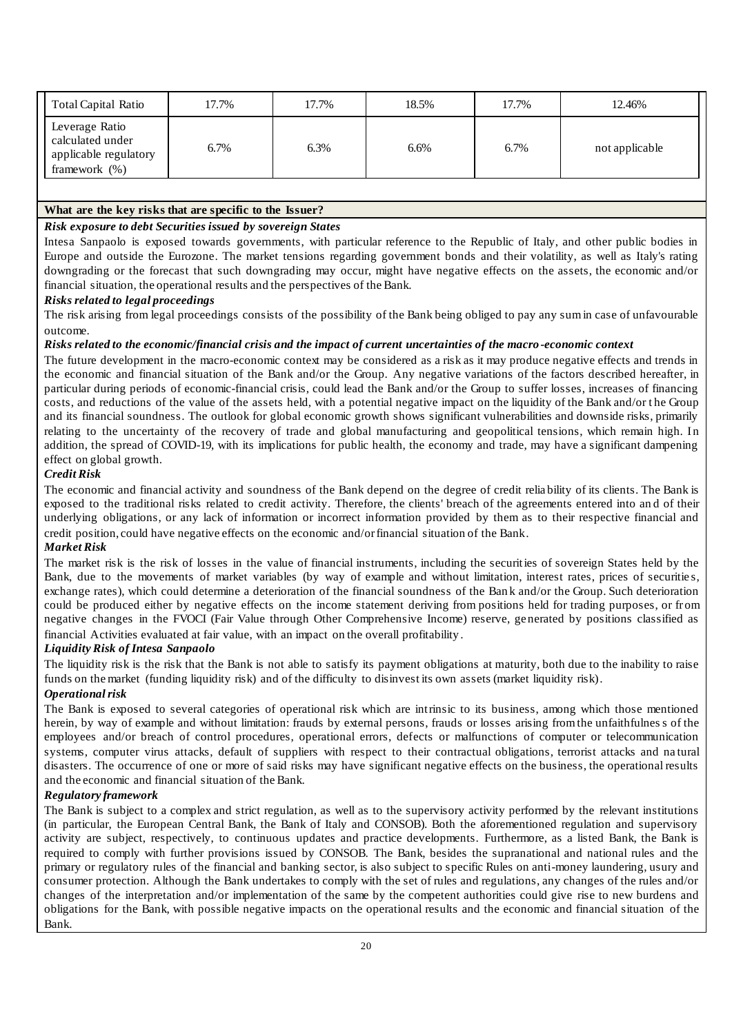| Total Capital Ratio | 17.7% | 17.7% | 18.5% | 17.7% | 12.46% |
|---|---|---|---|---|---|
| Leverage Ratio calculated under applicable regulatory framework (%) | 6.7% | 6.3% | 6.6% | 6.7% | not applicable |

**What are the key risks that are specific to the Issuer?**

***Risk exposure to debt Securities issued by sovereign States***

Intesa Sanpaolo is exposed towards governments, with particular reference to the Republic of Italy, and other public bodies in Europe and outside the Eurozone. The market tensions regarding government bonds and their volatility, as well as Italy's rating downgrading or the forecast that such downgrading may occur, might have negative effects on the assets, the economic and/or financial situation, the operational results and the perspectives of the Bank.

***Risks related to legal proceedings***

The risk arising from legal proceedings consists of the possibility of the Bank being obliged to pay any sum in case of unfavourable outcome.

***Risks related to the economic/financial crisis and the impact of current uncertainties of the macro-economic context***

The future development in the macro-economic context may be considered as a risk as it may produce negative effects and trends in the economic and financial situation of the Bank and/or the Group. Any negative variations of the factors described hereafter, in particular during periods of economic-financial crisis, could lead the Bank and/or the Group to suffer losses, increases of financing costs, and reductions of the value of the assets held, with a potential negative impact on the liquidity of the Bank and/or the Group and its financial soundness. The outlook for global economic growth shows significant vulnerabilities and downside risks, primarily relating to the uncertainty of the recovery of trade and global manufacturing and geopolitical tensions, which remain high. In addition, the spread of COVID-19, with its implications for public health, the economy and trade, may have a significant dampening effect on global growth.

***Credit Risk***

The economic and financial activity and soundness of the Bank depend on the degree of credit reliability of its clients. The Bank is exposed to the traditional risks related to credit activity. Therefore, the clients' breach of the agreements entered into and of their underlying obligations, or any lack of information or incorrect information provided by them as to their respective financial and credit position, could have negative effects on the economic and/or financial situation of the Bank.

***Market Risk***

The market risk is the risk of losses in the value of financial instruments, including the securities of sovereign States held by the Bank, due to the movements of market variables (by way of example and without limitation, interest rates, prices of securities, exchange rates), which could determine a deterioration of the financial soundness of the Bank and/or the Group. Such deterioration could be produced either by negative effects on the income statement deriving from positions held for trading purposes, or from negative changes in the FVOCI (Fair Value through Other Comprehensive Income) reserve, generated by positions classified as financial Activities evaluated at fair value, with an impact on the overall profitability.

***Liquidity Risk of Intesa Sanpaolo***

The liquidity risk is the risk that the Bank is not able to satisfy its payment obligations at maturity, both due to the inability to raise funds on the market (funding liquidity risk) and of the difficulty to disinvest its own assets (market liquidity risk).

***Operational risk***

The Bank is exposed to several categories of operational risk which are intrinsic to its business, among which those mentioned herein, by way of example and without limitation: frauds by external persons, frauds or losses arising from the unfaithfulness of the employees and/or breach of control procedures, operational errors, defects or malfunctions of computer or telecommunication systems, computer virus attacks, default of suppliers with respect to their contractual obligations, terrorist attacks and natural disasters. The occurrence of one or more of said risks may have significant negative effects on the business, the operational results and the economic and financial situation of the Bank.

***Regulatory framework***

The Bank is subject to a complex and strict regulation, as well as to the supervisory activity performed by the relevant institutions (in particular, the European Central Bank, the Bank of Italy and CONSOB). Both the aforementioned regulation and supervisory activity are subject, respectively, to continuous updates and practice developments. Furthermore, as a listed Bank, the Bank is required to comply with further provisions issued by CONSOB. The Bank, besides the supranational and national rules and the primary or regulatory rules of the financial and banking sector, is also subject to specific Rules on anti-money laundering, usury and consumer protection. Although the Bank undertakes to comply with the set of rules and regulations, any changes of the rules and/or changes of the interpretation and/or implementation of the same by the competent authorities could give rise to new burdens and obligations for the Bank, with possible negative impacts on the operational results and the economic and financial situation of the Bank.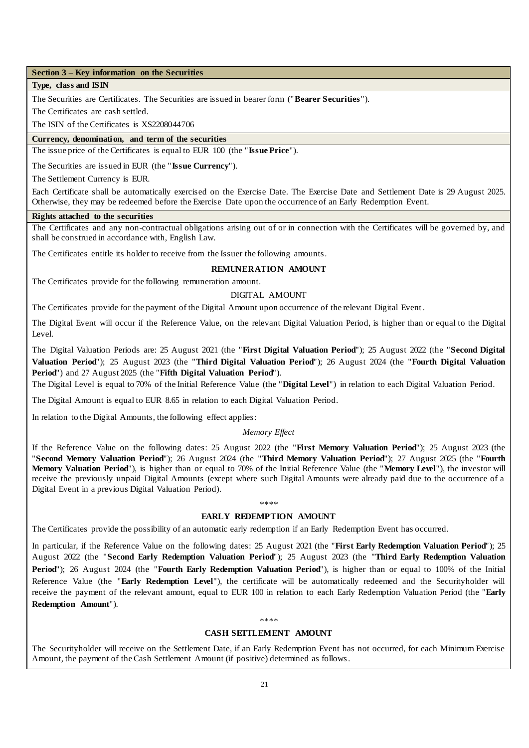## Section 3 – Key information on the Securities

### Type, class and ISIN

The Securities are Certificates. The Securities are issued in bearer form ("**Bearer Securities**").

The Certificates are cash settled.

The ISIN of the Certificates is XS2208044706

### Currency, denomination, and term of the securities

The issue price of the Certificates is equal to EUR 100 (the "**Issue Price**").

The Securities are issued in EUR (the "**Issue Currency**").

The Settlement Currency is EUR.

Each Certificate shall be automatically exercised on the Exercise Date. The Exercise Date and Settlement Date is 29 August 2025. Otherwise, they may be redeemed before the Exercise Date upon the occurrence of an Early Redemption Event.

### Rights attached to the securities

The Certificates and any non-contractual obligations arising out of or in connection with the Certificates will be governed by, and shall be construed in accordance with, English Law.

The Certificates entitle its holder to receive from the Issuer the following amounts.

**REMUNERATION AMOUNT**

The Certificates provide for the following remuneration amount.

DIGITAL AMOUNT

The Certificates provide for the payment of the Digital Amount upon occurrence of the relevant Digital Event.

The Digital Event will occur if the Reference Value, on the relevant Digital Valuation Period, is higher than or equal to the Digital Level.

The Digital Valuation Periods are: 25 August 2021 (the "**First Digital Valuation Period**"); 25 August 2022 (the "**Second Digital Valuation Period**"); 25 August 2023 (the "**Third Digital Valuation Period**"); 26 August 2024 (the "**Fourth Digital Valuation Period**") and 27 August 2025 (the "**Fifth Digital Valuation Period**").

The Digital Level is equal to 70% of the Initial Reference Value (the "**Digital Level**") in relation to each Digital Valuation Period.

The Digital Amount is equal to EUR 8.65 in relation to each Digital Valuation Period.

In relation to the Digital Amounts, the following effect applies:

*Memory Effect*

If the Reference Value on the following dates: 25 August 2022 (the "**First Memory Valuation Period**"); 25 August 2023 (the "**Second Memory Valuation Period**"); 26 August 2024 (the "**Third Memory Valuation Period**"); 27 August 2025 (the "**Fourth Memory Valuation Period**"), is higher than or equal to 70% of the Initial Reference Value (the "**Memory Level**"), the investor will receive the previously unpaid Digital Amounts (except where such Digital Amounts were already paid due to the occurrence of a Digital Event in a previous Digital Valuation Period).

****

**EARLY REDEMPTION AMOUNT**

The Certificates provide the possibility of an automatic early redemption if an Early Redemption Event has occurred.

In particular, if the Reference Value on the following dates: 25 August 2021 (the "**First Early Redemption Valuation Period**"); 25 August 2022 (the "**Second Early Redemption Valuation Period**"); 25 August 2023 (the "**Third Early Redemption Valuation Period**"); 26 August 2024 (the "**Fourth Early Redemption Valuation Period**"), is higher than or equal to 100% of the Initial Reference Value (the "**Early Redemption Level**"), the certificate will be automatically redeemed and the Securityholder will receive the payment of the relevant amount, equal to EUR 100 in relation to each Early Redemption Valuation Period (the "**Early Redemption Amount**").

****

**CASH SETTLEMENT AMOUNT**

The Securityholder will receive on the Settlement Date, if an Early Redemption Event has not occurred, for each Minimum Exercise Amount, the payment of the Cash Settlement Amount (if positive) determined as follows.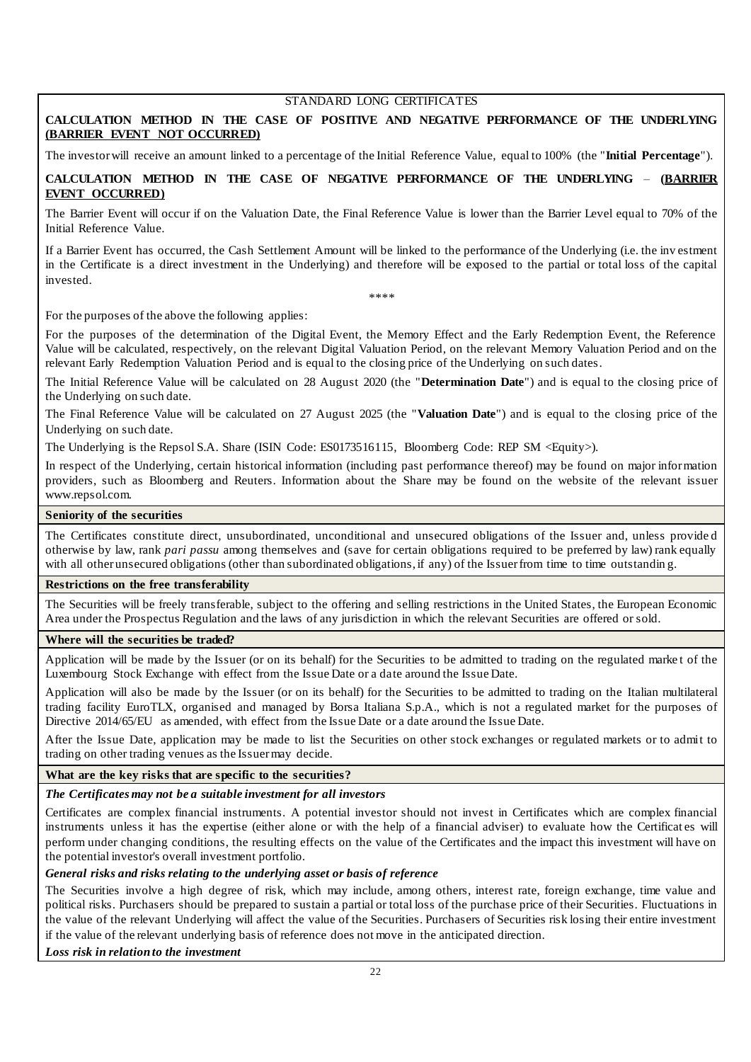STANDARD LONG CERTIFICATES

**CALCULATION METHOD IN THE CASE OF POSITIVE AND NEGATIVE PERFORMANCE OF THE UNDERLYING (BARRIER EVENT NOT OCCURRED)**

The investor will receive an amount linked to a percentage of the Initial Reference Value, equal to 100% (the "**Initial Percentage**").

**CALCULATION METHOD IN THE CASE OF NEGATIVE PERFORMANCE OF THE UNDERLYING – (BARRIER EVENT OCCURRED)**

The Barrier Event will occur if on the Valuation Date, the Final Reference Value is lower than the Barrier Level equal to 70% of the Initial Reference Value.

If a Barrier Event has occurred, the Cash Settlement Amount will be linked to the performance of the Underlying (i.e. the investment in the Certificate is a direct investment in the Underlying) and therefore will be exposed to the partial or total loss of the capital invested.

****

For the purposes of the above the following applies:

For the purposes of the determination of the Digital Event, the Memory Effect and the Early Redemption Event, the Reference Value will be calculated, respectively, on the relevant Digital Valuation Period, on the relevant Memory Valuation Period and on the relevant Early Redemption Valuation Period and is equal to the closing price of the Underlying on such dates.

The Initial Reference Value will be calculated on 28 August 2020 (the "**Determination Date**") and is equal to the closing price of the Underlying on such date.

The Final Reference Value will be calculated on 27 August 2025 (the "**Valuation Date**") and is equal to the closing price of the Underlying on such date.

The Underlying is the Repsol S.A. Share (ISIN Code: ES0173516115, Bloomberg Code: REP SM <Equity>).

In respect of the Underlying, certain historical information (including past performance thereof) may be found on major information providers, such as Bloomberg and Reuters. Information about the Share may be found on the website of the relevant issuer www.repsol.com.

**Seniority of the securities**

The Certificates constitute direct, unsubordinated, unconditional and unsecured obligations of the Issuer and, unless provided otherwise by law, rank *pari passu* among themselves and (save for certain obligations required to be preferred by law) rank equally with all other unsecured obligations (other than subordinated obligations, if any) of the Issuer from time to time outstanding.

**Restrictions on the free transferability**

The Securities will be freely transferable, subject to the offering and selling restrictions in the United States, the European Economic Area under the Prospectus Regulation and the laws of any jurisdiction in which the relevant Securities are offered or sold.

**Where will the securities be traded?**

Application will be made by the Issuer (or on its behalf) for the Securities to be admitted to trading on the regulated market of the Luxembourg Stock Exchange with effect from the Issue Date or a date around the Issue Date.

Application will also be made by the Issuer (or on its behalf) for the Securities to be admitted to trading on the Italian multilateral trading facility EuroTLX, organised and managed by Borsa Italiana S.p.A., which is not a regulated market for the purposes of Directive 2014/65/EU as amended, with effect from the Issue Date or a date around the Issue Date.

After the Issue Date, application may be made to list the Securities on other stock exchanges or regulated markets or to admit to trading on other trading venues as the Issuer may decide.

**What are the key risks that are specific to the securities?**

***The Certificates may not be a suitable investment for all investors***

Certificates are complex financial instruments. A potential investor should not invest in Certificates which are complex financial instruments unless it has the expertise (either alone or with the help of a financial adviser) to evaluate how the Certificates will perform under changing conditions, the resulting effects on the value of the Certificates and the impact this investment will have on the potential investor's overall investment portfolio.

***General risks and risks relating to the underlying asset or basis of reference***

The Securities involve a high degree of risk, which may include, among others, interest rate, foreign exchange, time value and political risks. Purchasers should be prepared to sustain a partial or total loss of the purchase price of their Securities. Fluctuations in the value of the relevant Underlying will affect the value of the Securities. Purchasers of Securities risk losing their entire investment if the value of the relevant underlying basis of reference does not move in the anticipated direction.

***Loss risk in relation to the investment***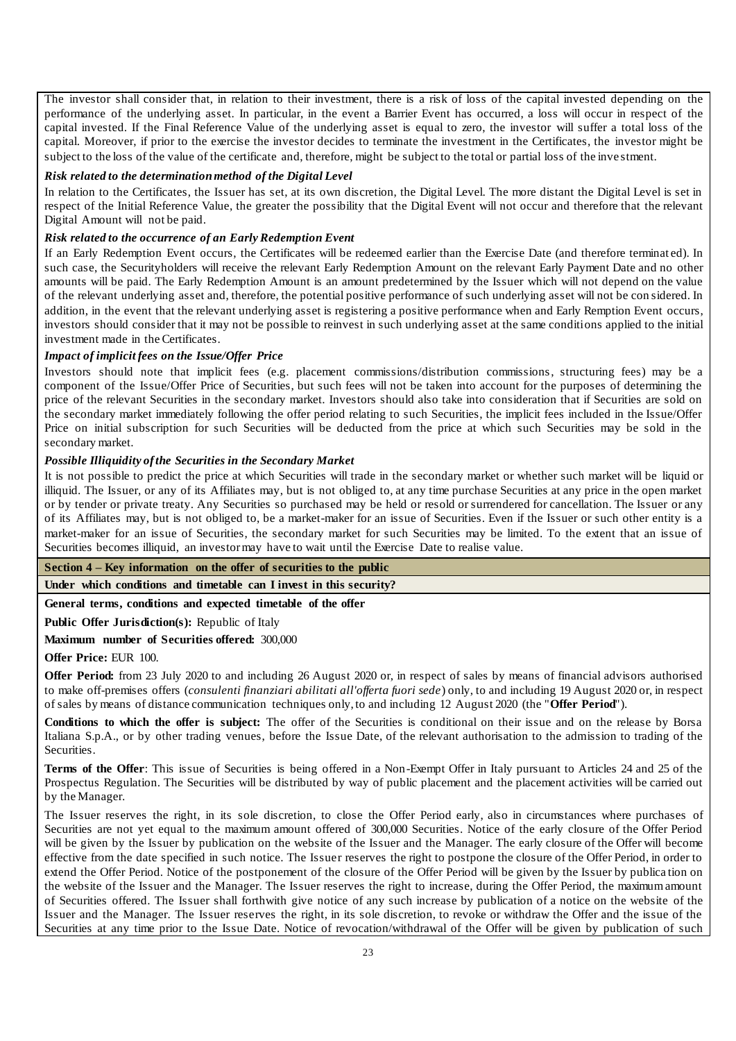The investor shall consider that, in relation to their investment, there is a risk of loss of the capital invested depending on the performance of the underlying asset. In particular, in the event a Barrier Event has occurred, a loss will occur in respect of the capital invested. If the Final Reference Value of the underlying asset is equal to zero, the investor will suffer a total loss of the capital. Moreover, if prior to the exercise the investor decides to terminate the investment in the Certificates, the investor might be subject to the loss of the value of the certificate and, therefore, might be subject to the total or partial loss of the investment.

***Risk related to the determination method of the Digital Level***

In relation to the Certificates, the Issuer has set, at its own discretion, the Digital Level. The more distant the Digital Level is set in respect of the Initial Reference Value, the greater the possibility that the Digital Event will not occur and therefore that the relevant Digital Amount will not be paid.

***Risk related to the occurrence of an Early Redemption Event***

If an Early Redemption Event occurs, the Certificates will be redeemed earlier than the Exercise Date (and therefore terminated). In such case, the Securityholders will receive the relevant Early Redemption Amount on the relevant Early Payment Date and no other amounts will be paid. The Early Redemption Amount is an amount predetermined by the Issuer which will not depend on the value of the relevant underlying asset and, therefore, the potential positive performance of such underlying asset will not be considered. In addition, in the event that the relevant underlying asset is registering a positive performance when and Early Remption Event occurs, investors should consider that it may not be possible to reinvest in such underlying asset at the same conditions applied to the initial investment made in the Certificates.

***Impact of implicit fees on the Issue/Offer Price***

Investors should note that implicit fees (e.g. placement commissions/distribution commissions, structuring fees) may be a component of the Issue/Offer Price of Securities, but such fees will not be taken into account for the purposes of determining the price of the relevant Securities in the secondary market. Investors should also take into consideration that if Securities are sold on the secondary market immediately following the offer period relating to such Securities, the implicit fees included in the Issue/Offer Price on initial subscription for such Securities will be deducted from the price at which such Securities may be sold in the secondary market.

***Possible Illiquidity of the Securities in the Secondary Market***

It is not possible to predict the price at which Securities will trade in the secondary market or whether such market will be liquid or illiquid. The Issuer, or any of its Affiliates may, but is not obliged to, at any time purchase Securities at any price in the open market or by tender or private treaty. Any Securities so purchased may be held or resold or surrendered for cancellation. The Issuer or any of its Affiliates may, but is not obliged to, be a market-maker for an issue of Securities. Even if the Issuer or such other entity is a market-maker for an issue of Securities, the secondary market for such Securities may be limited. To the extent that an issue of Securities becomes illiquid, an investor may have to wait until the Exercise Date to realise value.

**Section 4 – Key information on the offer of securities to the public**

**Under which conditions and timetable can I invest in this security?**

**General terms, conditions and expected timetable of the offer**

**Public Offer Jurisdiction(s):** Republic of Italy

**Maximum number of Securities offered:** 300,000

**Offer Price:** EUR 100.

**Offer Period:** from 23 July 2020 to and including 26 August 2020 or, in respect of sales by means of financial advisors authorised to make off-premises offers (*consulenti finanziari abilitati all'offerta fuori sede*) only, to and including 19 August 2020 or, in respect of sales by means of distance communication techniques only, to and including 12 August 2020 (the "**Offer Period**").

**Conditions to which the offer is subject:** The offer of the Securities is conditional on their issue and on the release by Borsa Italiana S.p.A., or by other trading venues, before the Issue Date, of the relevant authorisation to the admission to trading of the Securities.

**Terms of the Offer**: This issue of Securities is being offered in a Non-Exempt Offer in Italy pursuant to Articles 24 and 25 of the Prospectus Regulation. The Securities will be distributed by way of public placement and the placement activities will be carried out by the Manager.

The Issuer reserves the right, in its sole discretion, to close the Offer Period early, also in circumstances where purchases of Securities are not yet equal to the maximum amount offered of 300,000 Securities. Notice of the early closure of the Offer Period will be given by the Issuer by publication on the website of the Issuer and the Manager. The early closure of the Offer will become effective from the date specified in such notice. The Issuer reserves the right to postpone the closure of the Offer Period, in order to extend the Offer Period. Notice of the postponement of the closure of the Offer Period will be given by the Issuer by publication on the website of the Issuer and the Manager. The Issuer reserves the right to increase, during the Offer Period, the maximum amount of Securities offered. The Issuer shall forthwith give notice of any such increase by publication of a notice on the website of the Issuer and the Manager. The Issuer reserves the right, in its sole discretion, to revoke or withdraw the Offer and the issue of the Securities at any time prior to the Issue Date. Notice of revocation/withdrawal of the Offer will be given by publication of such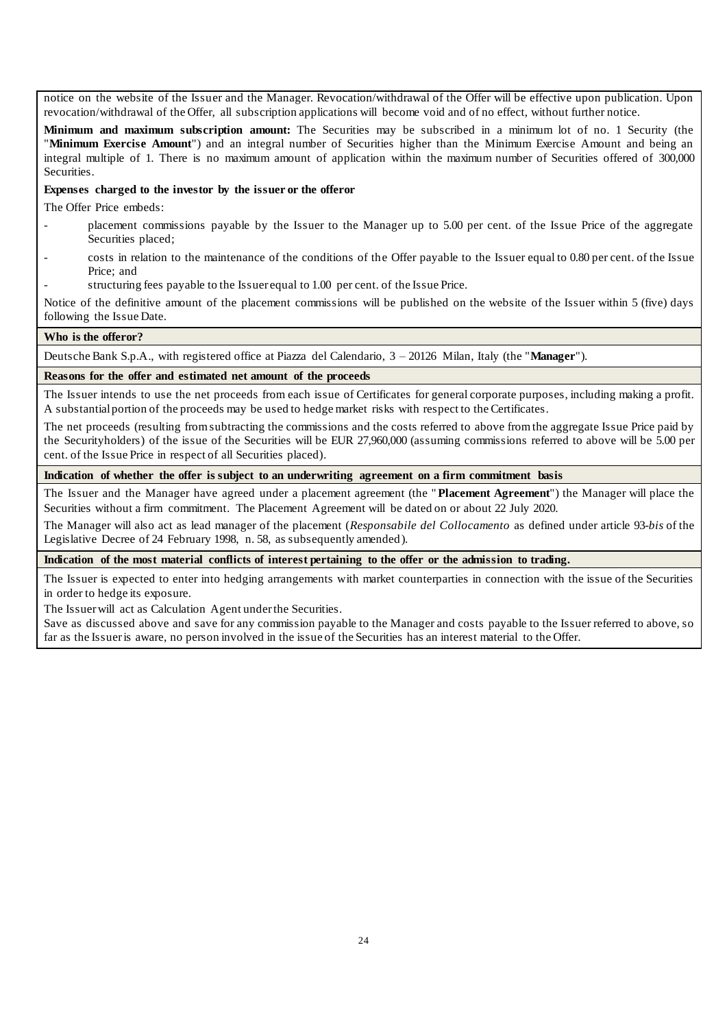notice on the website of the Issuer and the Manager. Revocation/withdrawal of the Offer will be effective upon publication. Upon revocation/withdrawal of the Offer, all subscription applications will become void and of no effect, without further notice.

**Minimum and maximum subscription amount:** The Securities may be subscribed in a minimum lot of no. 1 Security (the "**Minimum Exercise Amount**") and an integral number of Securities higher than the Minimum Exercise Amount and being an integral multiple of 1. There is no maximum amount of application within the maximum number of Securities offered of 300,000 Securities.

**Expenses charged to the investor by the issuer or the offeror**

The Offer Price embeds:

- placement commissions payable by the Issuer to the Manager up to 5.00 per cent. of the Issue Price of the aggregate Securities placed;
- costs in relation to the maintenance of the conditions of the Offer payable to the Issuer equal to 0.80 per cent. of the Issue Price; and
- structuring fees payable to the Issuer equal to 1.00 per cent. of the Issue Price.

Notice of the definitive amount of the placement commissions will be published on the website of the Issuer within 5 (five) days following the Issue Date.

**Who is the offeror?**

Deutsche Bank S.p.A., with registered office at Piazza del Calendario, 3 – 20126 Milan, Italy (the "**Manager**").

**Reasons for the offer and estimated net amount of the proceeds**

The Issuer intends to use the net proceeds from each issue of Certificates for general corporate purposes, including making a profit. A substantial portion of the proceeds may be used to hedge market risks with respect to the Certificates.

The net proceeds (resulting from subtracting the commissions and the costs referred to above from the aggregate Issue Price paid by the Securityholders) of the issue of the Securities will be EUR 27,960,000 (assuming commissions referred to above will be 5.00 per cent. of the Issue Price in respect of all Securities placed).

**Indication of whether the offer is subject to an underwriting agreement on a firm commitment basis**

The Issuer and the Manager have agreed under a placement agreement (the "**Placement Agreement**") the Manager will place the Securities without a firm commitment. The Placement Agreement will be dated on or about 22 July 2020.

The Manager will also act as lead manager of the placement (*Responsabile del Collocamento* as defined under article 93-*bis* of the Legislative Decree of 24 February 1998, n. 58, as subsequently amended).

**Indication of the most material conflicts of interest pertaining to the offer or the admission to trading.**

The Issuer is expected to enter into hedging arrangements with market counterparties in connection with the issue of the Securities in order to hedge its exposure.

The Issuer will act as Calculation Agent under the Securities.

Save as discussed above and save for any commission payable to the Manager and costs payable to the Issuer referred to above, so far as the Issuer is aware, no person involved in the issue of the Securities has an interest material to the Offer.